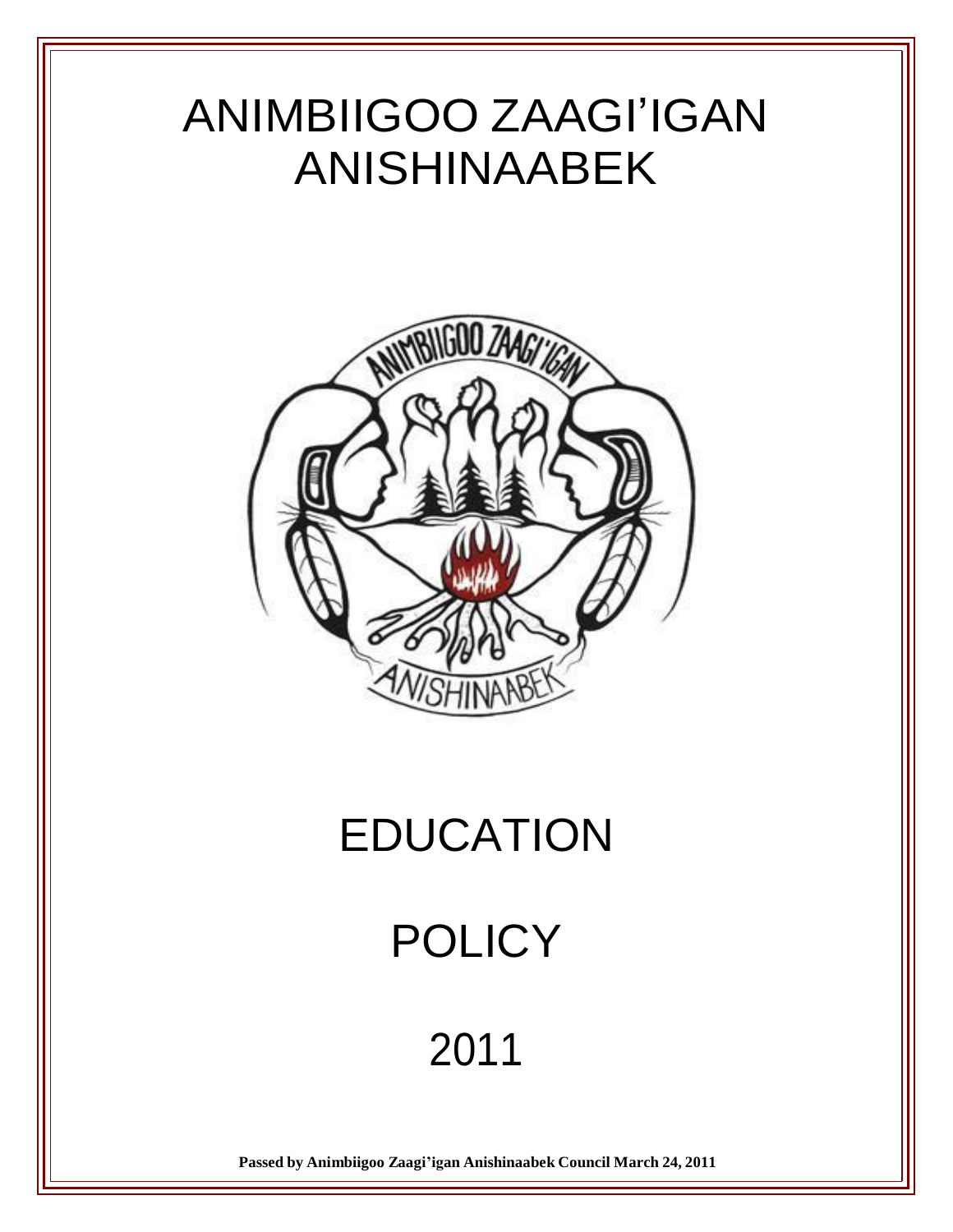# ANIMBIIGOO ZAAGI'IGAN ANISHINAABEK

# EDUCATION

# POLICY

# 2011

**Passed by Animbiigoo Zaagi'igan Anishinaabek Council March 24, 2011**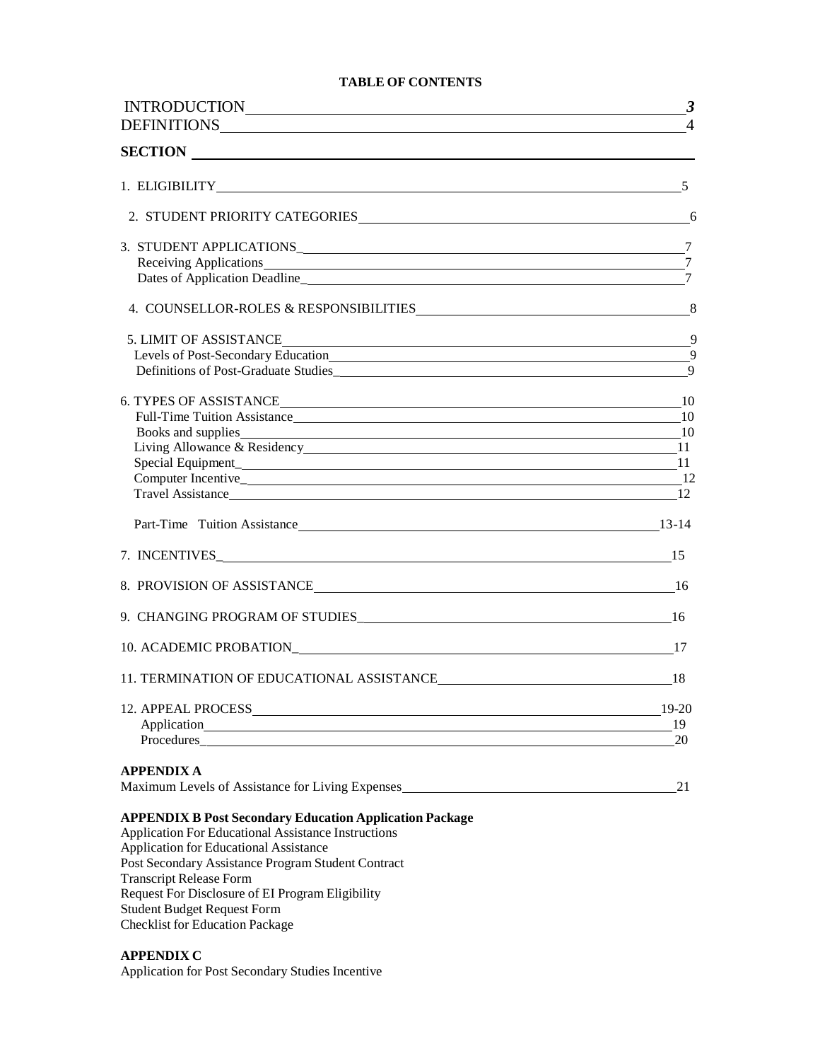# TABLE OF CONTENTS

| | |
|---|---|
| INTRODUCTION | *3* |
| DEFINITIONS | 4 |
| **SECTION** | |
| 1. ELIGIBILITY | 5 |
| 2. STUDENT PRIORITY CATEGORIES | 6 |
| 3. STUDENT APPLICATIONS | 7 |
| Receiving Applications | 7 |
| Dates of Application Deadline | 7 |
| 4. COUNSELLOR-ROLES & RESPONSIBILITIES | 8 |
| 5. LIMIT OF ASSISTANCE | 9 |
| Levels of Post-Secondary Education | 9 |
| Definitions of Post-Graduate Studies | 9 |
| 6. TYPES OF ASSISTANCE | 10 |
| Full-Time Tuition Assistance | 10 |
| Books and supplies | 10 |
| Living Allowance & Residency | 11 |
| Special Equipment | 11 |
| Computer Incentive | 12 |
| Travel Assistance | 12 |
| Part-Time Tuition Assistance | 13-14 |
| 7. INCENTIVES | 15 |
| 8. PROVISION OF ASSISTANCE | 16 |
| 9. CHANGING PROGRAM OF STUDIES | 16 |
| 10. ACADEMIC PROBATION | 17 |
| 11. TERMINATION OF EDUCATIONAL ASSISTANCE | 18 |
| 12. APPEAL PROCESS | 19-20 |
| Application | 19 |
| Procedures | 20 |

**APPENDIX A**

| | |
|---|---|
| Maximum Levels of Assistance for Living Expenses | 21 |

**APPENDIX B Post Secondary Education Application Package**

Application For Educational Assistance Instructions
Application for Educational Assistance
Post Secondary Assistance Program Student Contract
Transcript Release Form
Request For Disclosure of EI Program Eligibility
Student Budget Request Form
Checklist for Education Package

**APPENDIX C**

Application for Post Secondary Studies Incentive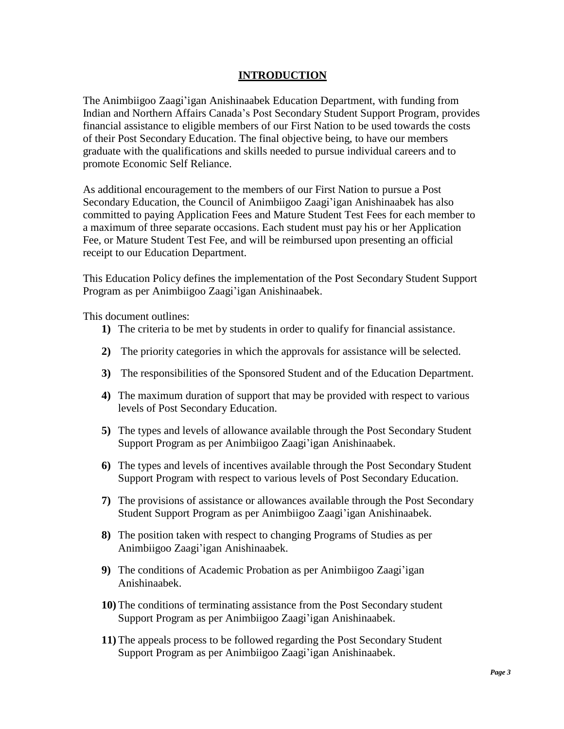# INTRODUCTION

The Animbiigoo Zaagi'igan Anishinaabek Education Department, with funding from Indian and Northern Affairs Canada's Post Secondary Student Support Program, provides financial assistance to eligible members of our First Nation to be used towards the costs of their Post Secondary Education. The final objective being, to have our members graduate with the qualifications and skills needed to pursue individual careers and to promote Economic Self Reliance.

As additional encouragement to the members of our First Nation to pursue a Post Secondary Education, the Council of Animbiigoo Zaagi'igan Anishinaabek has also committed to paying Application Fees and Mature Student Test Fees for each member to a maximum of three separate occasions. Each student must pay his or her Application Fee, or Mature Student Test Fee, and will be reimbursed upon presenting an official receipt to our Education Department.

This Education Policy defines the implementation of the Post Secondary Student Support Program as per Animbiigoo Zaagi'igan Anishinaabek.

This document outlines:

1) The criteria to be met by students in order to qualify for financial assistance.
2) The priority categories in which the approvals for assistance will be selected.
3) The responsibilities of the Sponsored Student and of the Education Department.
4) The maximum duration of support that may be provided with respect to various levels of Post Secondary Education.
5) The types and levels of allowance available through the Post Secondary Student Support Program as per Animbiigoo Zaagi'igan Anishinaabek.
6) The types and levels of incentives available through the Post Secondary Student Support Program with respect to various levels of Post Secondary Education.
7) The provisions of assistance or allowances available through the Post Secondary Student Support Program as per Animbiigoo Zaagi'igan Anishinaabek.
8) The position taken with respect to changing Programs of Studies as per Animbiigoo Zaagi'igan Anishinaabek.
9) The conditions of Academic Probation as per Animbiigoo Zaagi'igan Anishinaabek.
10) The conditions of terminating assistance from the Post Secondary student Support Program as per Animbiigoo Zaagi'igan Anishinaabek.
11) The appeals process to be followed regarding the Post Secondary Student Support Program as per Animbiigoo Zaagi'igan Anishinaabek.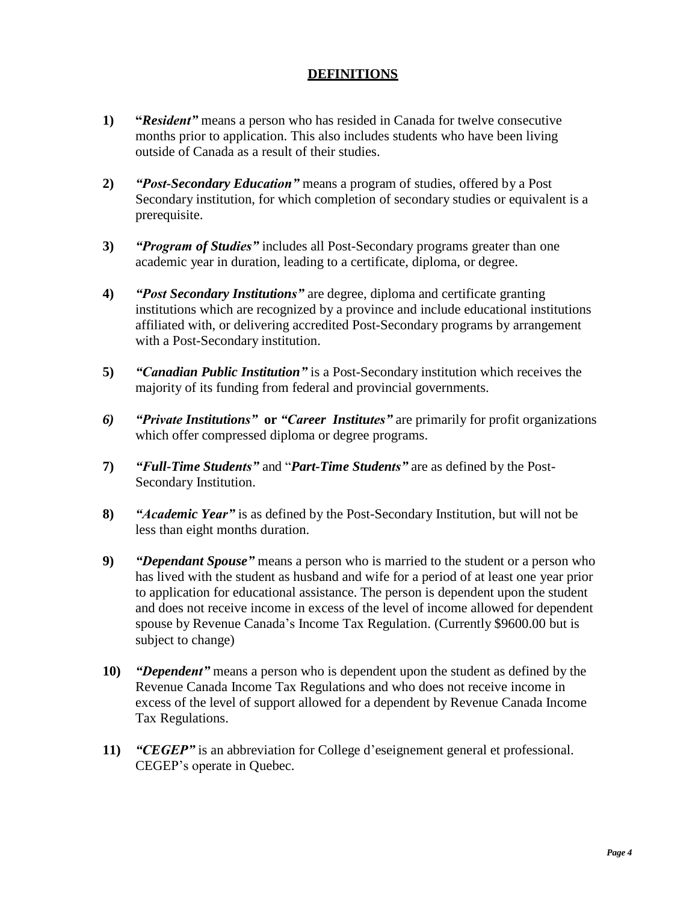## DEFINITIONS

**1)** **"*Resident*"** means a person who has resided in Canada for twelve consecutive months prior to application. This also includes students who have been living outside of Canada as a result of their studies.

**2)** ***"Post-Secondary Education"*** means a program of studies, offered by a Post Secondary institution, for which completion of secondary studies or equivalent is a prerequisite.

**3)** ***"Program of Studies"*** includes all Post-Secondary programs greater than one academic year in duration, leading to a certificate, diploma, or degree.

**4)** ***"Post Secondary Institutions"*** are degree, diploma and certificate granting institutions which are recognized by a province and include educational institutions affiliated with, or delivering accredited Post-Secondary programs by arrangement with a Post-Secondary institution.

**5)** ***"Canadian Public Institution"*** is a Post-Secondary institution which receives the majority of its funding from federal and provincial governments.

***6)*** ***"Private Institutions"*** **or** ***"Career Institutes"*** are primarily for profit organizations which offer compressed diploma or degree programs.

**7)** ***"Full-Time Students"*** and "***Part-Time Students"*** are as defined by the Post-Secondary Institution.

**8)** ***"Academic Year"*** is as defined by the Post-Secondary Institution, but will not be less than eight months duration.

**9)** ***"Dependant Spouse"*** means a person who is married to the student or a person who has lived with the student as husband and wife for a period of at least one year prior to application for educational assistance. The person is dependent upon the student and does not receive income in excess of the level of income allowed for dependent spouse by Revenue Canada's Income Tax Regulation. (Currently $9600.00 but is subject to change)

**10)** ***"Dependent"*** means a person who is dependent upon the student as defined by the Revenue Canada Income Tax Regulations and who does not receive income in excess of the level of support allowed for a dependent by Revenue Canada Income Tax Regulations.

**11)** ***"CEGEP"*** is an abbreviation for College d'eseignement general et professional. CEGEP's operate in Quebec.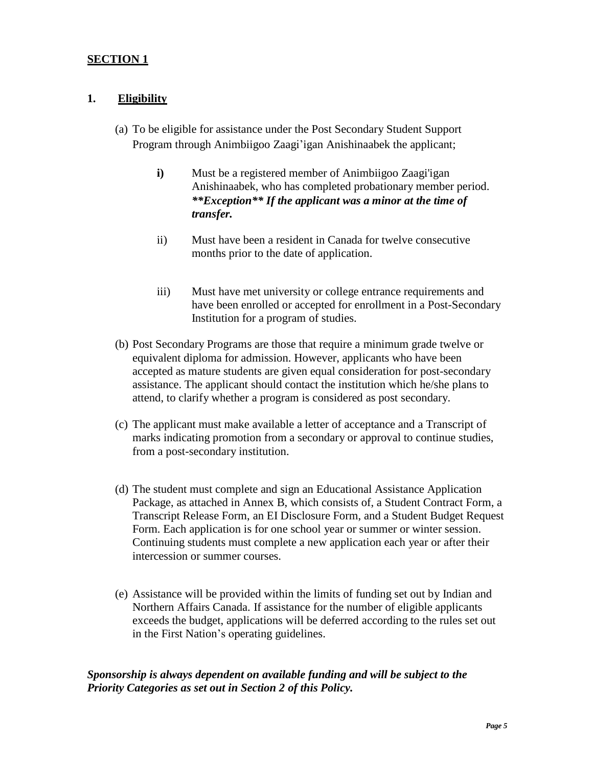## SECTION 1

### 1. Eligibility

(a) To be eligible for assistance under the Post Secondary Student Support Program through Animbiigoo Zaagi'igan Anishinaabek the applicant;

**i)** Must be a registered member of Animbiigoo Zaagi'igan Anishinaabek, who has completed probationary member period. ***\*\*Exception\*\* If the applicant was a minor at the time of transfer.***

ii) Must have been a resident in Canada for twelve consecutive months prior to the date of application.

iii) Must have met university or college entrance requirements and have been enrolled or accepted for enrollment in a Post-Secondary Institution for a program of studies.

(b) Post Secondary Programs are those that require a minimum grade twelve or equivalent diploma for admission. However, applicants who have been accepted as mature students are given equal consideration for post-secondary assistance. The applicant should contact the institution which he/she plans to attend, to clarify whether a program is considered as post secondary.

(c) The applicant must make available a letter of acceptance and a Transcript of marks indicating promotion from a secondary or approval to continue studies, from a post-secondary institution.

(d) The student must complete and sign an Educational Assistance Application Package, as attached in Annex B, which consists of, a Student Contract Form, a Transcript Release Form, an EI Disclosure Form, and a Student Budget Request Form. Each application is for one school year or summer or winter session. Continuing students must complete a new application each year or after their intercession or summer courses.

(e) Assistance will be provided within the limits of funding set out by Indian and Northern Affairs Canada. If assistance for the number of eligible applicants exceeds the budget, applications will be deferred according to the rules set out in the First Nation's operating guidelines.

***Sponsorship is always dependent on available funding and will be subject to the Priority Categories as set out in Section 2 of this Policy.***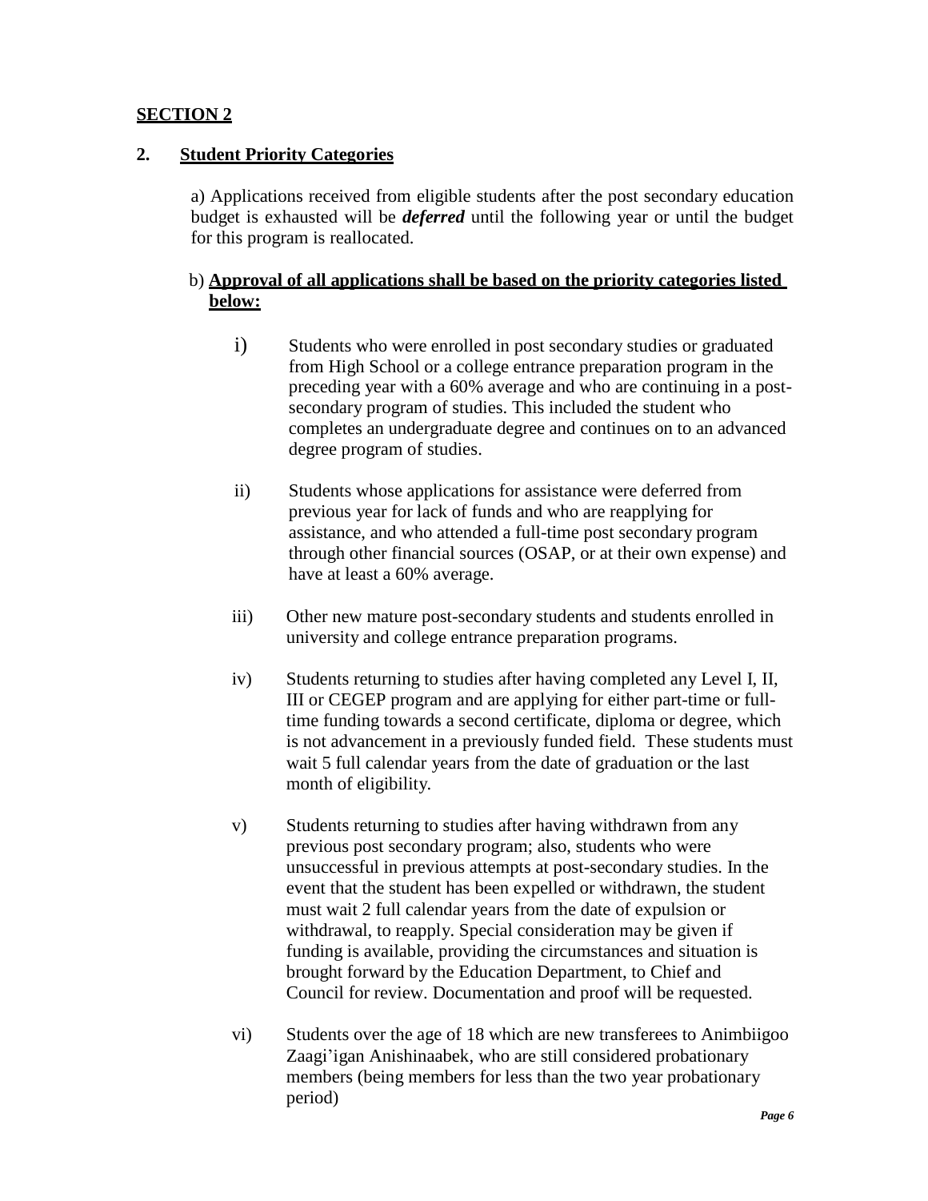**SECTION 2**

## 2. Student Priority Categories

a) Applications received from eligible students after the post secondary education budget is exhausted will be ***deferred*** until the following year or until the budget for this program is reallocated.

b) **Approval of all applications shall be based on the priority categories listed below:**

i) Students who were enrolled in post secondary studies or graduated from High School or a college entrance preparation program in the preceding year with a 60% average and who are continuing in a post-secondary program of studies. This included the student who completes an undergraduate degree and continues on to an advanced degree program of studies.

ii) Students whose applications for assistance were deferred from previous year for lack of funds and who are reapplying for assistance, and who attended a full-time post secondary program through other financial sources (OSAP, or at their own expense) and have at least a 60% average.

iii) Other new mature post-secondary students and students enrolled in university and college entrance preparation programs.

iv) Students returning to studies after having completed any Level I, II, III or CEGEP program and are applying for either part-time or full-time funding towards a second certificate, diploma or degree, which is not advancement in a previously funded field. These students must wait 5 full calendar years from the date of graduation or the last month of eligibility.

v) Students returning to studies after having withdrawn from any previous post secondary program; also, students who were unsuccessful in previous attempts at post-secondary studies. In the event that the student has been expelled or withdrawn, the student must wait 2 full calendar years from the date of expulsion or withdrawal, to reapply. Special consideration may be given if funding is available, providing the circumstances and situation is brought forward by the Education Department, to Chief and Council for review. Documentation and proof will be requested.

vi) Students over the age of 18 which are new transferees to Animbiigoo Zaagi'igan Anishinaabek, who are still considered probationary members (being members for less than the two year probationary period)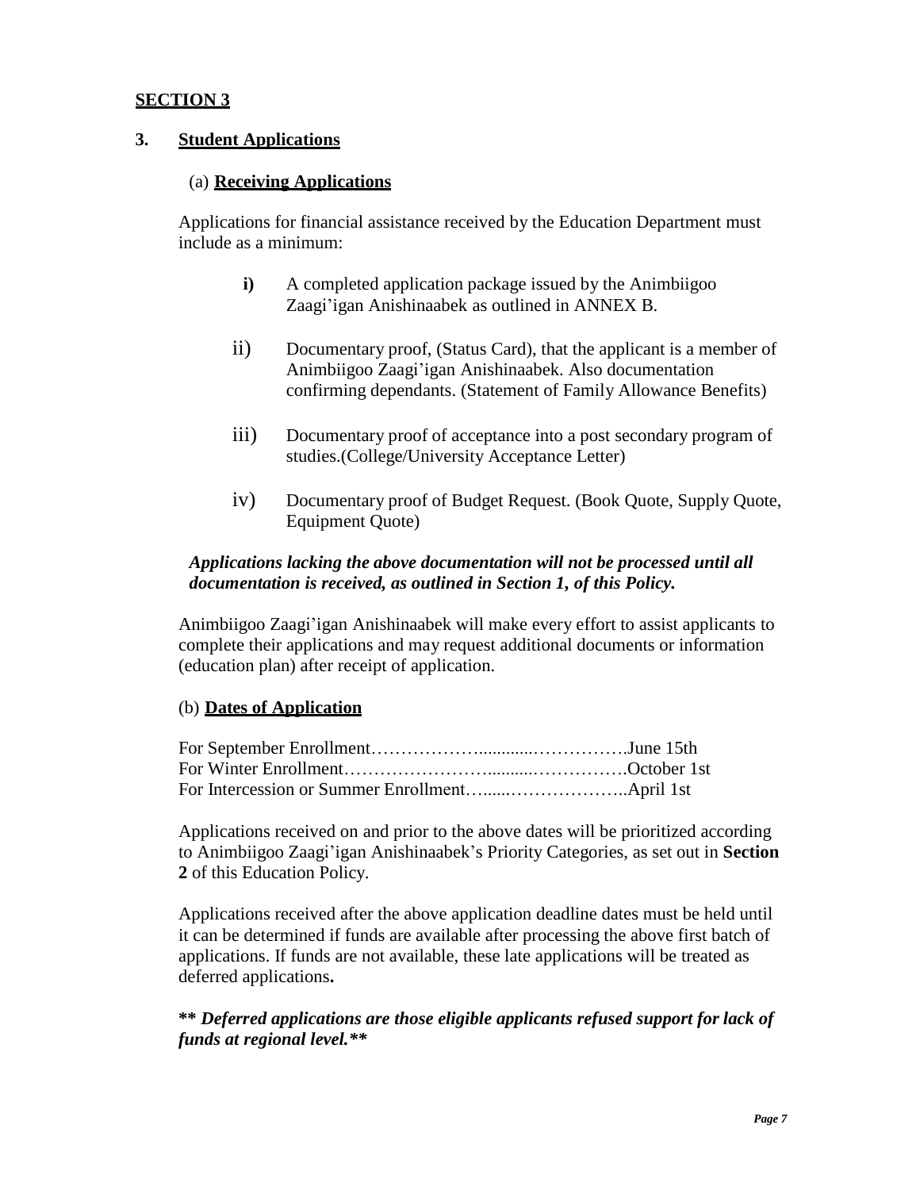## SECTION 3

### 3. Student Applications

#### (a) Receiving Applications

Applications for financial assistance received by the Education Department must include as a minimum:

- **i)** A completed application package issued by the Animbiigoo Zaagi'igan Anishinaabek as outlined in ANNEX B.
- ii) Documentary proof, (Status Card), that the applicant is a member of Animbiigoo Zaagi'igan Anishinaabek. Also documentation confirming dependants. (Statement of Family Allowance Benefits)
- iii) Documentary proof of acceptance into a post secondary program of studies.(College/University Acceptance Letter)
- iv) Documentary proof of Budget Request. (Book Quote, Supply Quote, Equipment Quote)

***Applications lacking the above documentation will not be processed until all documentation is received, as outlined in Section 1, of this Policy.***

Animbiigoo Zaagi'igan Anishinaabek will make every effort to assist applicants to complete their applications and may request additional documents or information (education plan) after receipt of application.

#### (b) Dates of Application

For September Enrollment……………….............…………….June 15th
For Winter Enrollment…………………….........…………….October 1st
For Intercession or Summer Enrollment…......………………..April 1st

Applications received on and prior to the above dates will be prioritized according to Animbiigoo Zaagi'igan Anishinaabek's Priority Categories, as set out in **Section 2** of this Education Policy.

Applications received after the above application deadline dates must be held until it can be determined if funds are available after processing the above first batch of applications. If funds are not available, these late applications will be treated as deferred applications**.**

***\*\* Deferred applications are those eligible applicants refused support for lack of funds at regional level.\*\****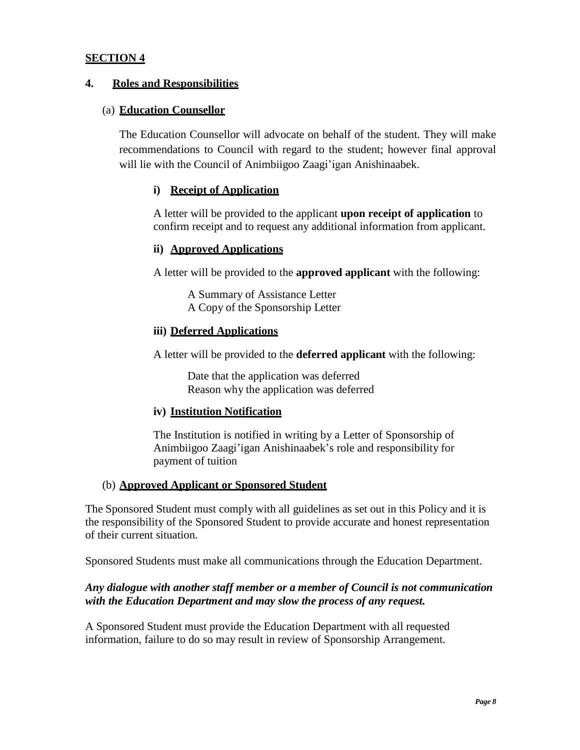**SECTION 4**

## 4. Roles and Responsibilities

### (a) Education Counsellor

The Education Counsellor will advocate on behalf of the student. They will make recommendations to Council with regard to the student; however final approval will lie with the Council of Animbiigoo Zaagi'igan Anishinaabek.

#### i) Receipt of Application

A letter will be provided to the applicant **upon receipt of application** to confirm receipt and to request any additional information from applicant.

#### ii) Approved Applications

A letter will be provided to the **approved applicant** with the following:

A Summary of Assistance Letter
A Copy of the Sponsorship Letter

#### iii) Deferred Applications

A letter will be provided to the **deferred applicant** with the following:

Date that the application was deferred
Reason why the application was deferred

#### iv) Institution Notification

The Institution is notified in writing by a Letter of Sponsorship of Animbiigoo Zaagi'igan Anishinaabek's role and responsibility for payment of tuition

### (b) Approved Applicant or Sponsored Student

The Sponsored Student must comply with all guidelines as set out in this Policy and it is the responsibility of the Sponsored Student to provide accurate and honest representation of their current situation.

Sponsored Students must make all communications through the Education Department.

***Any dialogue with another staff member or a member of Council is not communication with the Education Department and may slow the process of any request.***

A Sponsored Student must provide the Education Department with all requested information, failure to do so may result in review of Sponsorship Arrangement.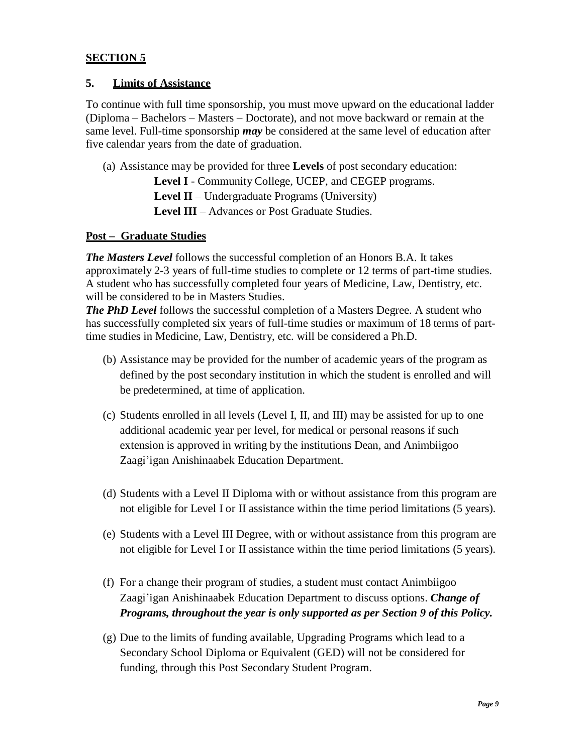## SECTION 5

### 5. Limits of Assistance

To continue with full time sponsorship, you must move upward on the educational ladder (Diploma – Bachelors – Masters – Doctorate), and not move backward or remain at the same level. Full-time sponsorship ***may*** be considered at the same level of education after five calendar years from the date of graduation.

(a) Assistance may be provided for three **Levels** of post secondary education:

  **Level I** - Community College, UCEP, and CEGEP programs.
  **Level II** – Undergraduate Programs (University)
  **Level III** – Advances or Post Graduate Studies.

**Post – Graduate Studies**

***The Masters Level*** follows the successful completion of an Honors B.A. It takes approximately 2-3 years of full-time studies to complete or 12 terms of part-time studies. A student who has successfully completed four years of Medicine, Law, Dentistry, etc. will be considered to be in Masters Studies.
***The PhD Level*** follows the successful completion of a Masters Degree. A student who has successfully completed six years of full-time studies or maximum of 18 terms of part-time studies in Medicine, Law, Dentistry, etc. will be considered a Ph.D.

(b) Assistance may be provided for the number of academic years of the program as defined by the post secondary institution in which the student is enrolled and will be predetermined, at time of application.

(c) Students enrolled in all levels (Level I, II, and III) may be assisted for up to one additional academic year per level, for medical or personal reasons if such extension is approved in writing by the institutions Dean, and Animbiigoo Zaagi'igan Anishinaabek Education Department.

(d) Students with a Level II Diploma with or without assistance from this program are not eligible for Level I or II assistance within the time period limitations (5 years).

(e) Students with a Level III Degree, with or without assistance from this program are not eligible for Level I or II assistance within the time period limitations (5 years).

(f) For a change their program of studies, a student must contact Animbiigoo Zaagi'igan Anishinaabek Education Department to discuss options. ***Change of Programs, throughout the year is only supported as per Section 9 of this Policy.***

(g) Due to the limits of funding available, Upgrading Programs which lead to a Secondary School Diploma or Equivalent (GED) will not be considered for funding, through this Post Secondary Student Program.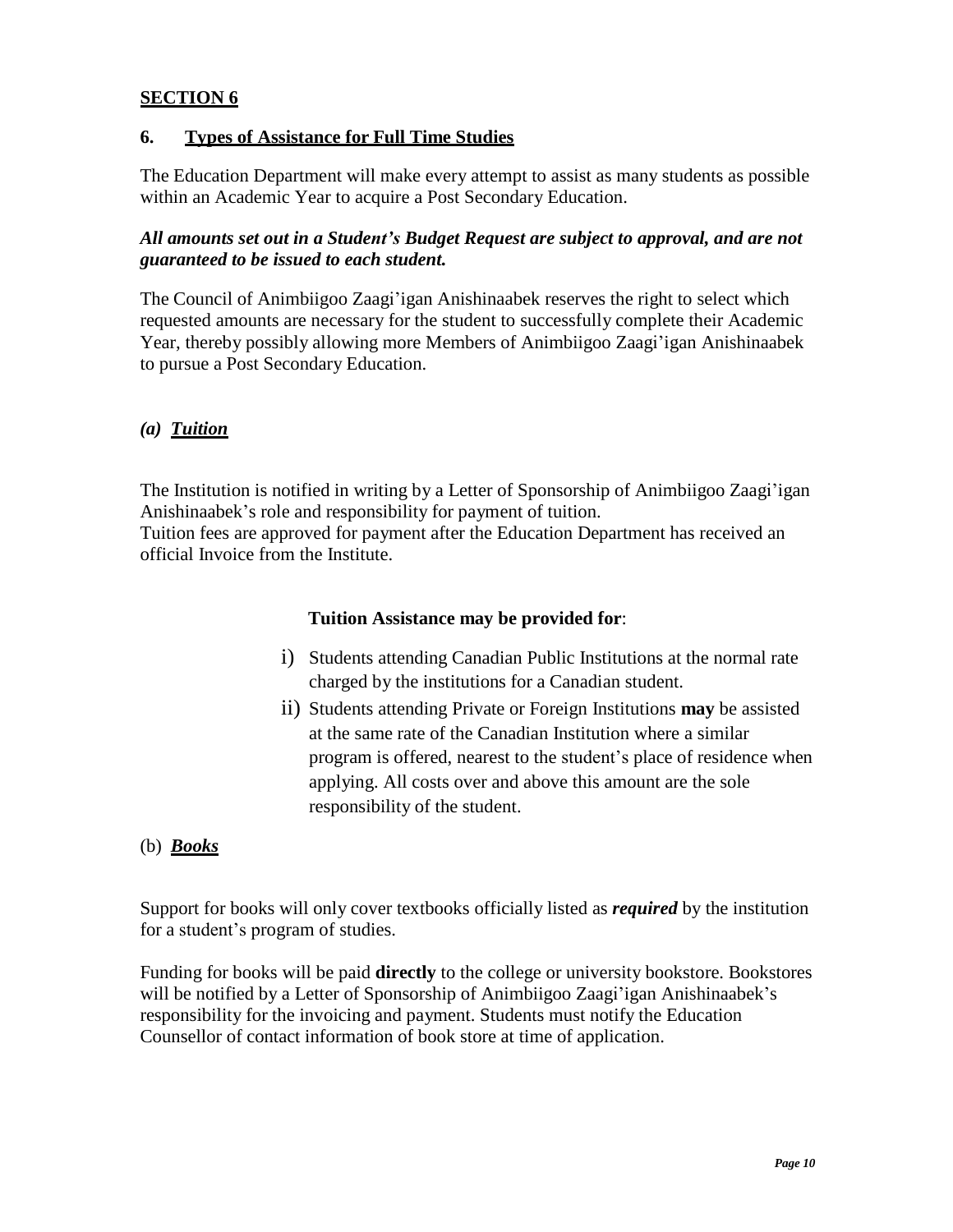## SECTION 6

### 6. Types of Assistance for Full Time Studies

The Education Department will make every attempt to assist as many students as possible within an Academic Year to acquire a Post Secondary Education.

***All amounts set out in a Student's Budget Request are subject to approval, and are not guaranteed to be issued to each student.***

The Council of Animbiigoo Zaagi'igan Anishinaabek reserves the right to select which requested amounts are necessary for the student to successfully complete their Academic Year, thereby possibly allowing more Members of Animbiigoo Zaagi'igan Anishinaabek to pursue a Post Secondary Education.

#### *(a) Tuition*

The Institution is notified in writing by a Letter of Sponsorship of Animbiigoo Zaagi'igan Anishinaabek's role and responsibility for payment of tuition.
Tuition fees are approved for payment after the Education Department has received an official Invoice from the Institute.

**Tuition Assistance may be provided for**:

i) Students attending Canadian Public Institutions at the normal rate charged by the institutions for a Canadian student.

ii) Students attending Private or Foreign Institutions **may** be assisted at the same rate of the Canadian Institution where a similar program is offered, nearest to the student's place of residence when applying. All costs over and above this amount are the sole responsibility of the student.

#### (b) *Books*

Support for books will only cover textbooks officially listed as ***required*** by the institution for a student's program of studies.

Funding for books will be paid **directly** to the college or university bookstore. Bookstores will be notified by a Letter of Sponsorship of Animbiigoo Zaagi'igan Anishinaabek's responsibility for the invoicing and payment. Students must notify the Education Counsellor of contact information of book store at time of application.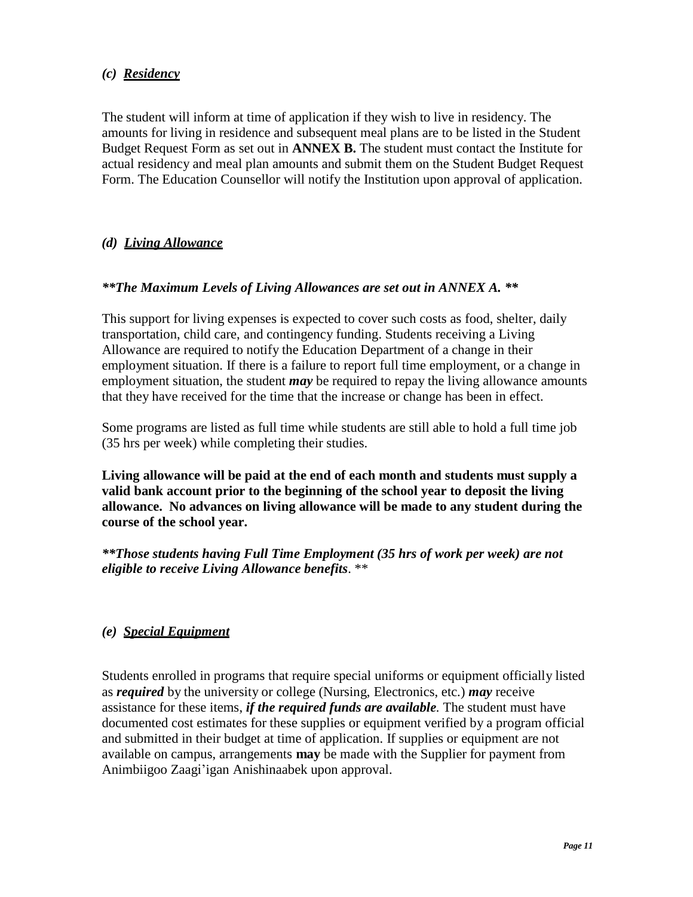### *(c) <u>Residency</u>*

The student will inform at time of application if they wish to live in residency. The amounts for living in residence and subsequent meal plans are to be listed in the Student Budget Request Form as set out in **ANNEX B.** The student must contact the Institute for actual residency and meal plan amounts and submit them on the Student Budget Request Form. The Education Counsellor will notify the Institution upon approval of application.

### *(d) <u>Living Allowance</u>*

***\*\*The Maximum Levels of Living Allowances are set out in ANNEX A. \*\****

This support for living expenses is expected to cover such costs as food, shelter, daily transportation, child care, and contingency funding. Students receiving a Living Allowance are required to notify the Education Department of a change in their employment situation. If there is a failure to report full time employment, or a change in employment situation, the student ***may*** be required to repay the living allowance amounts that they have received for the time that the increase or change has been in effect.

Some programs are listed as full time while students are still able to hold a full time job (35 hrs per week) while completing their studies.

**Living allowance will be paid at the end of each month and students must supply a valid bank account prior to the beginning of the school year to deposit the living allowance. No advances on living allowance will be made to any student during the course of the school year.**

***\*\*Those students having Full Time Employment (35 hrs of work per week) are not eligible to receive Living Allowance benefits***. \*\*

### *(e) <u>Special Equipment</u>*

Students enrolled in programs that require special uniforms or equipment officially listed as ***required*** by the university or college (Nursing, Electronics, etc.) ***may*** receive assistance for these items, ***if the required funds are available.*** The student must have documented cost estimates for these supplies or equipment verified by a program official and submitted in their budget at time of application. If supplies or equipment are not available on campus, arrangements **may** be made with the Supplier for payment from Animbiigoo Zaagi'igan Anishinaabek upon approval.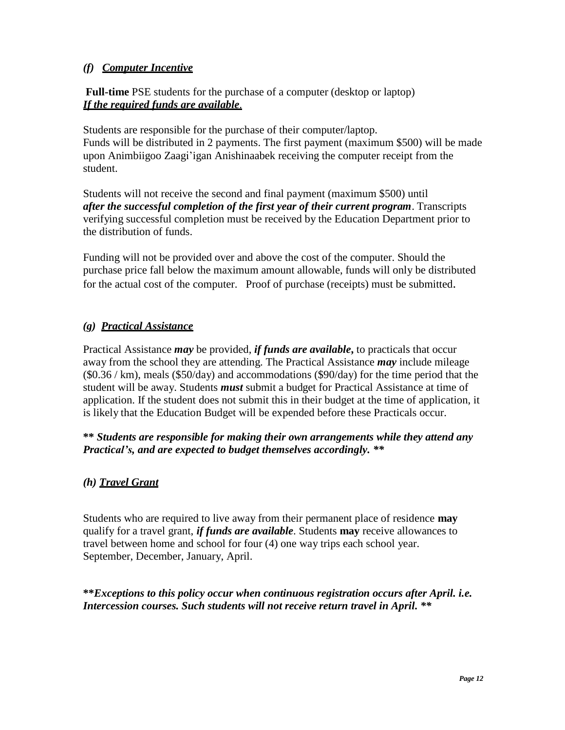### *(f) <u>Computer Incentive</u>*

**Full-time** PSE students for the purchase of a computer (desktop or laptop)
***<u>If the required funds are available</u>*.**

Students are responsible for the purchase of their computer/laptop.
Funds will be distributed in 2 payments. The first payment (maximum $500) will be made upon Animbiigoo Zaagi'igan Anishinaabek receiving the computer receipt from the student.

Students will not receive the second and final payment (maximum $500) until ***after the successful completion of the first year of their current program***. Transcripts verifying successful completion must be received by the Education Department prior to the distribution of funds.

Funding will not be provided over and above the cost of the computer. Should the purchase price fall below the maximum amount allowable, funds will only be distributed for the actual cost of the computer. Proof of purchase (receipts) must be submitted.

### *(g) <u>Practical Assistance</u>*

Practical Assistance ***may*** be provided, ***if funds are available***, to practicals that occur away from the school they are attending. The Practical Assistance ***may*** include mileage ($0.36 / km), meals ($50/day) and accommodations ($90/day) for the time period that the student will be away. Students ***must*** submit a budget for Practical Assistance at time of application. If the student does not submit this in their budget at the time of application, it is likely that the Education Budget will be expended before these Practicals occur.

***\*\* Students are responsible for making their own arrangements while they attend any Practical's, and are expected to budget themselves accordingly. \*\****

### *(h) <u>Travel Grant</u>*

Students who are required to live away from their permanent place of residence **may** qualify for a travel grant, ***if funds are available***. Students **may** receive allowances to travel between home and school for four (4) one way trips each school year. September, December, January, April.

***\*\*Exceptions to this policy occur when continuous registration occurs after April. i.e. Intercession courses. Such students will not receive return travel in April. \*\****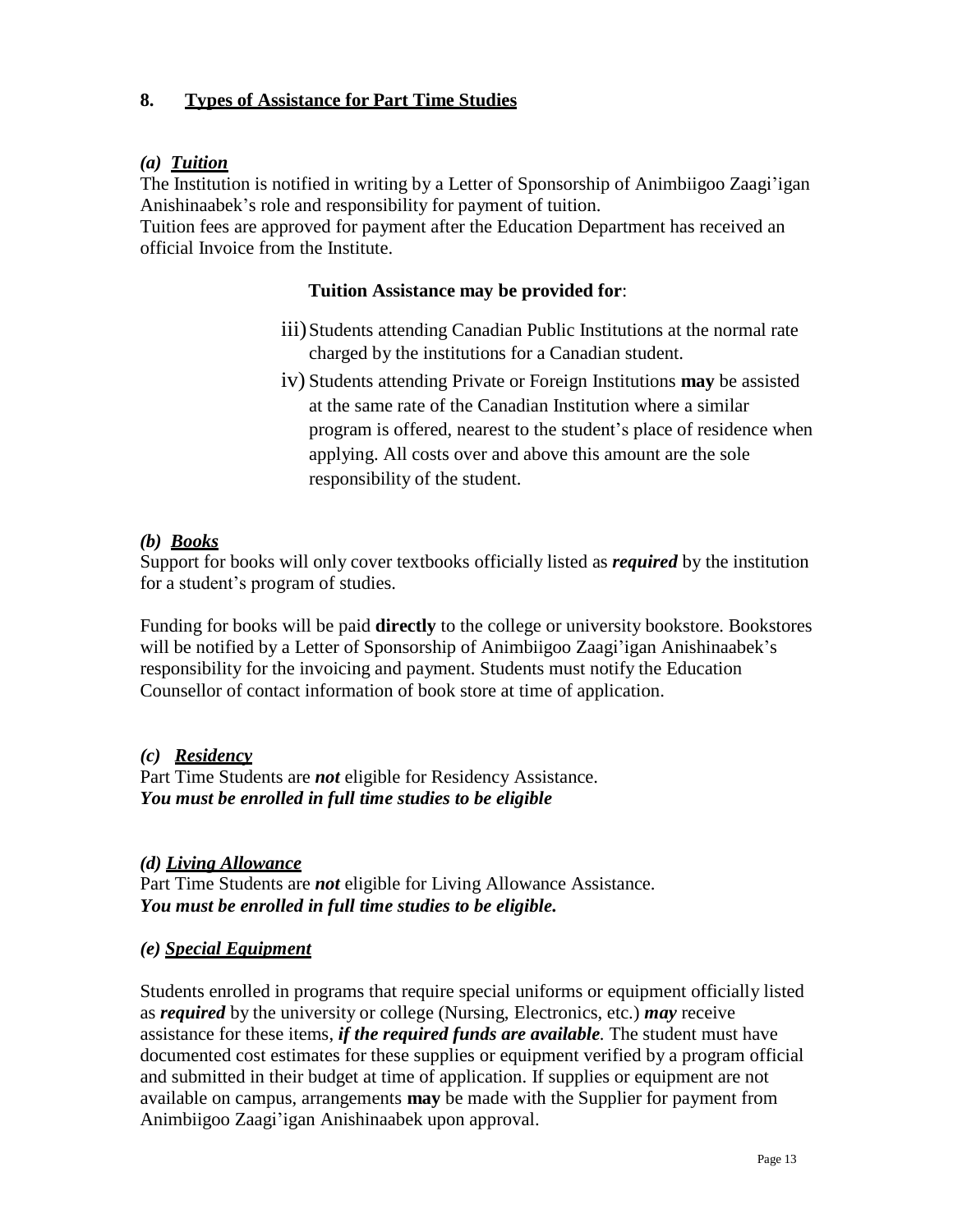## 8. Types of Assistance for Part Time Studies

### *(a) Tuition*

The Institution is notified in writing by a Letter of Sponsorship of Animbiigoo Zaagi'igan Anishinaabek's role and responsibility for payment of tuition.
Tuition fees are approved for payment after the Education Department has received an official Invoice from the Institute.

**Tuition Assistance may be provided for**:

iii) Students attending Canadian Public Institutions at the normal rate charged by the institutions for a Canadian student.

iv) Students attending Private or Foreign Institutions **may** be assisted at the same rate of the Canadian Institution where a similar program is offered, nearest to the student's place of residence when applying. All costs over and above this amount are the sole responsibility of the student.

### *(b) Books*

Support for books will only cover textbooks officially listed as ***required*** by the institution for a student's program of studies.

Funding for books will be paid **directly** to the college or university bookstore. Bookstores will be notified by a Letter of Sponsorship of Animbiigoo Zaagi'igan Anishinaabek's responsibility for the invoicing and payment. Students must notify the Education Counsellor of contact information of book store at time of application.

### *(c) Residency*

Part Time Students are ***not*** eligible for Residency Assistance.
***You must be enrolled in full time studies to be eligible***

### *(d) Living Allowance*

Part Time Students are ***not*** eligible for Living Allowance Assistance.
***You must be enrolled in full time studies to be eligible.***

### *(e) Special Equipment*

Students enrolled in programs that require special uniforms or equipment officially listed as ***required*** by the university or college (Nursing, Electronics, etc.) ***may*** receive assistance for these items, ***if the required funds are available***. The student must have documented cost estimates for these supplies or equipment verified by a program official and submitted in their budget at time of application. If supplies or equipment are not available on campus, arrangements **may** be made with the Supplier for payment from Animbiigoo Zaagi'igan Anishinaabek upon approval.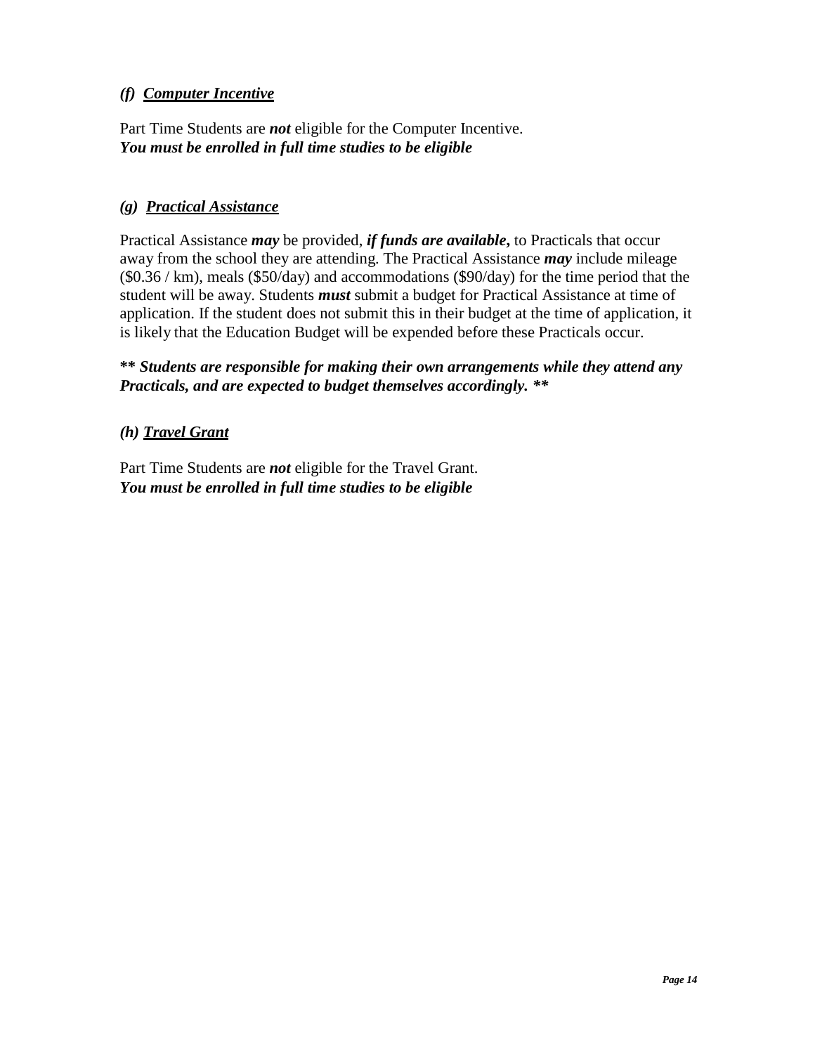### *(f) Computer Incentive*

Part Time Students are ***not*** eligible for the Computer Incentive.
***You must be enrolled in full time studies to be eligible***

### *(g) Practical Assistance*

Practical Assistance ***may*** be provided, ***if funds are available***, to Practicals that occur away from the school they are attending. The Practical Assistance ***may*** include mileage ($0.36 / km), meals ($50/day) and accommodations ($90/day) for the time period that the student will be away. Students ***must*** submit a budget for Practical Assistance at time of application. If the student does not submit this in their budget at the time of application, it is likely that the Education Budget will be expended before these Practicals occur.

***\*\* Students are responsible for making their own arrangements while they attend any Practicals, and are expected to budget themselves accordingly. \*\****

### *(h) Travel Grant*

Part Time Students are ***not*** eligible for the Travel Grant.
***You must be enrolled in full time studies to be eligible***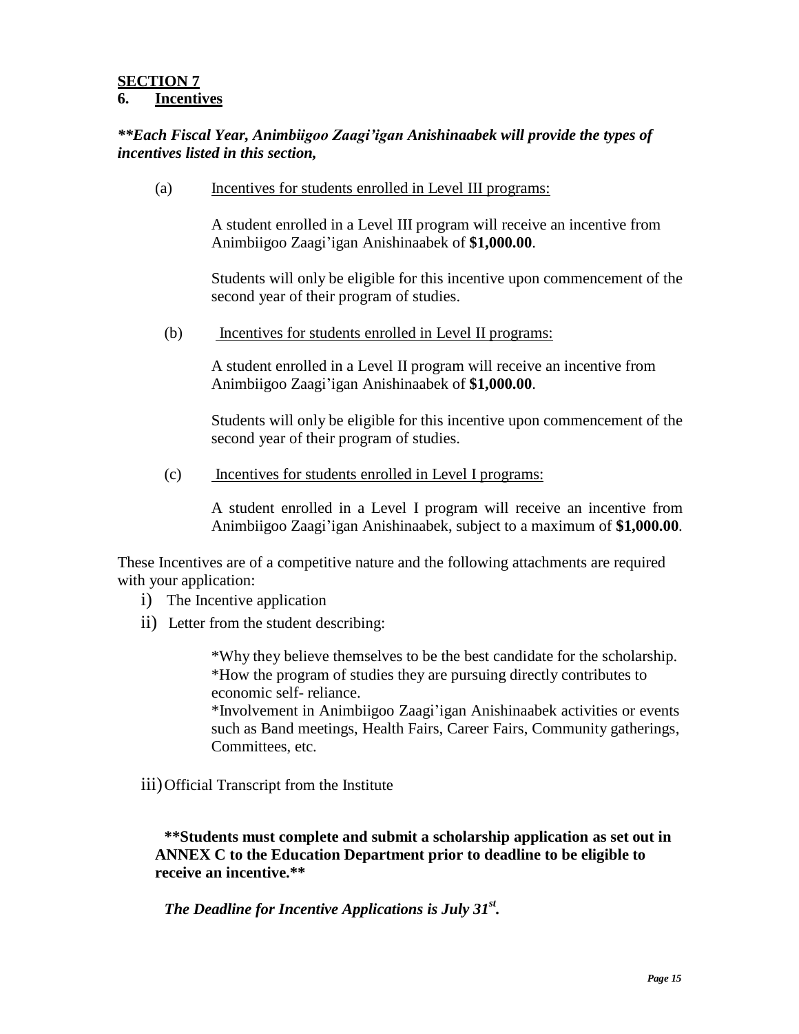## SECTION 7

## 6. Incentives

***\*\*Each Fiscal Year, Animbiigoo Zaagi'igan Anishinaabek will provide the types of incentives listed in this section,***

(a) Incentives for students enrolled in Level III programs:

A student enrolled in a Level III program will receive an incentive from Animbiigoo Zaagi'igan Anishinaabek of **$1,000.00**.

Students will only be eligible for this incentive upon commencement of the second year of their program of studies.

(b) Incentives for students enrolled in Level II programs:

A student enrolled in a Level II program will receive an incentive from Animbiigoo Zaagi'igan Anishinaabek of **$1,000.00**.

Students will only be eligible for this incentive upon commencement of the second year of their program of studies.

(c) Incentives for students enrolled in Level I programs:

A student enrolled in a Level I program will receive an incentive from Animbiigoo Zaagi'igan Anishinaabek, subject to a maximum of **$1,000.00**.

These Incentives are of a competitive nature and the following attachments are required with your application:

i) The Incentive application

ii) Letter from the student describing:

\*Why they believe themselves to be the best candidate for the scholarship.
\*How the program of studies they are pursuing directly contributes to economic self- reliance.
\*Involvement in Animbiigoo Zaagi'igan Anishinaabek activities or events such as Band meetings, Health Fairs, Career Fairs, Community gatherings, Committees, etc.

iii) Official Transcript from the Institute

**\*\*Students must complete and submit a scholarship application as set out in ANNEX C to the Education Department prior to deadline to be eligible to receive an incentive.\*\***

***The Deadline for Incentive Applications is July 31st.***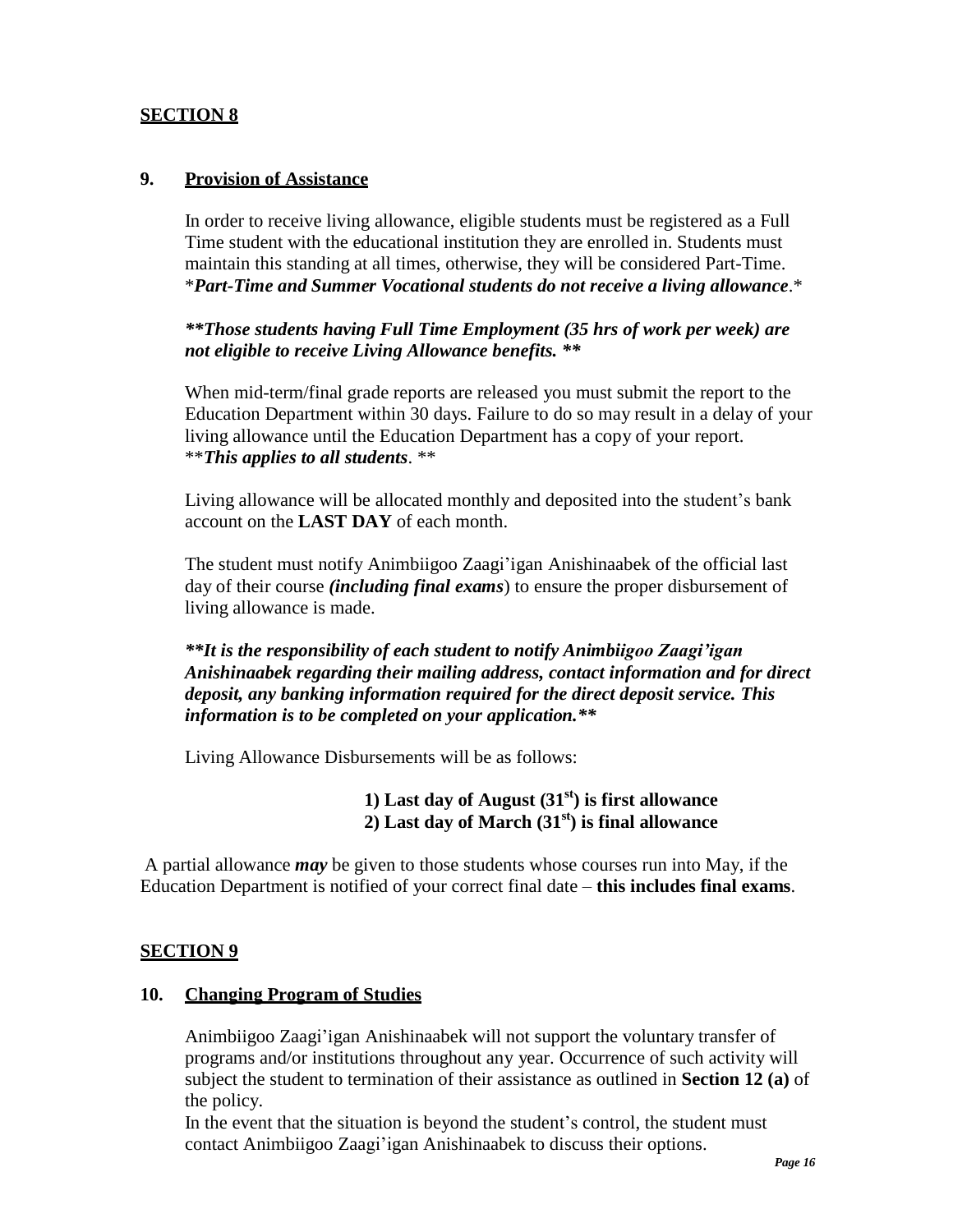## SECTION 8

### 9. Provision of Assistance

In order to receive living allowance, eligible students must be registered as a Full Time student with the educational institution they are enrolled in. Students must maintain this standing at all times, otherwise, they will be considered Part-Time. \****Part-Time and Summer Vocational students do not receive a living allowance***.*

***\*\*Those students having Full Time Employment (35 hrs of work per week) are not eligible to receive Living Allowance benefits. \*\****

When mid-term/final grade reports are released you must submit the report to the Education Department within 30 days. Failure to do so may result in a delay of your living allowance until the Education Department has a copy of your report. \*\****This applies to all students***. \*\*

Living allowance will be allocated monthly and deposited into the student's bank account on the **LAST DAY** of each month.

The student must notify Animbiigoo Zaagi'igan Anishinaabek of the official last day of their course ***(including final exams***) to ensure the proper disbursement of living allowance is made.

***\*\*It is the responsibility of each student to notify Animbiigoo Zaagi'igan Anishinaabek regarding their mailing address, contact information and for direct deposit, any banking information required for the direct deposit service. This information is to be completed on your application.\*\****

Living Allowance Disbursements will be as follows:

**1) Last day of August (31st) is first allowance**
**2) Last day of March (31st) is final allowance**

A partial allowance ***may*** be given to those students whose courses run into May, if the Education Department is notified of your correct final date – **this includes final exams**.

## SECTION 9

### 10. Changing Program of Studies

Animbiigoo Zaagi'igan Anishinaabek will not support the voluntary transfer of programs and/or institutions throughout any year. Occurrence of such activity will subject the student to termination of their assistance as outlined in **Section 12 (a)** of the policy.

In the event that the situation is beyond the student's control, the student must contact Animbiigoo Zaagi'igan Anishinaabek to discuss their options.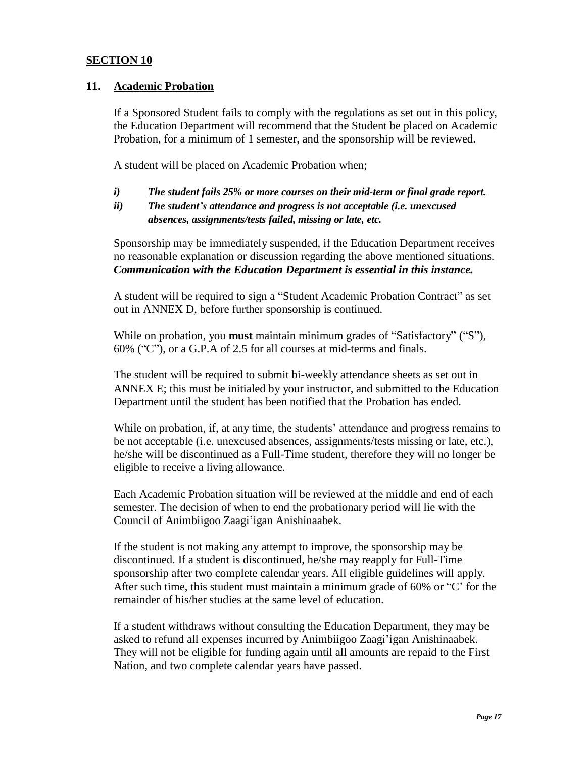## **SECTION 10**

### 11. **Academic Probation**

If a Sponsored Student fails to comply with the regulations as set out in this policy, the Education Department will recommend that the Student be placed on Academic Probation, for a minimum of 1 semester, and the sponsorship will be reviewed.

A student will be placed on Academic Probation when;

*i) The student fails 25% or more courses on their mid-term or final grade report.*

*ii) The student's attendance and progress is not acceptable (i.e. unexcused absences, assignments/tests failed, missing or late, etc.*

Sponsorship may be immediately suspended, if the Education Department receives no reasonable explanation or discussion regarding the above mentioned situations. ***Communication with the Education Department is essential in this instance.***

A student will be required to sign a "Student Academic Probation Contract" as set out in ANNEX D, before further sponsorship is continued.

While on probation, you **must** maintain minimum grades of "Satisfactory" ("S"), 60% ("C"), or a G.P.A of 2.5 for all courses at mid-terms and finals.

The student will be required to submit bi-weekly attendance sheets as set out in ANNEX E; this must be initialed by your instructor, and submitted to the Education Department until the student has been notified that the Probation has ended.

While on probation, if, at any time, the students' attendance and progress remains to be not acceptable (i.e. unexcused absences, assignments/tests missing or late, etc.), he/she will be discontinued as a Full-Time student, therefore they will no longer be eligible to receive a living allowance.

Each Academic Probation situation will be reviewed at the middle and end of each semester. The decision of when to end the probationary period will lie with the Council of Animbiigoo Zaagi'igan Anishinaabek.

If the student is not making any attempt to improve, the sponsorship may be discontinued. If a student is discontinued, he/she may reapply for Full-Time sponsorship after two complete calendar years. All eligible guidelines will apply. After such time, this student must maintain a minimum grade of 60% or "C' for the remainder of his/her studies at the same level of education.

If a student withdraws without consulting the Education Department, they may be asked to refund all expenses incurred by Animbiigoo Zaagi'igan Anishinaabek. They will not be eligible for funding again until all amounts are repaid to the First Nation, and two complete calendar years have passed.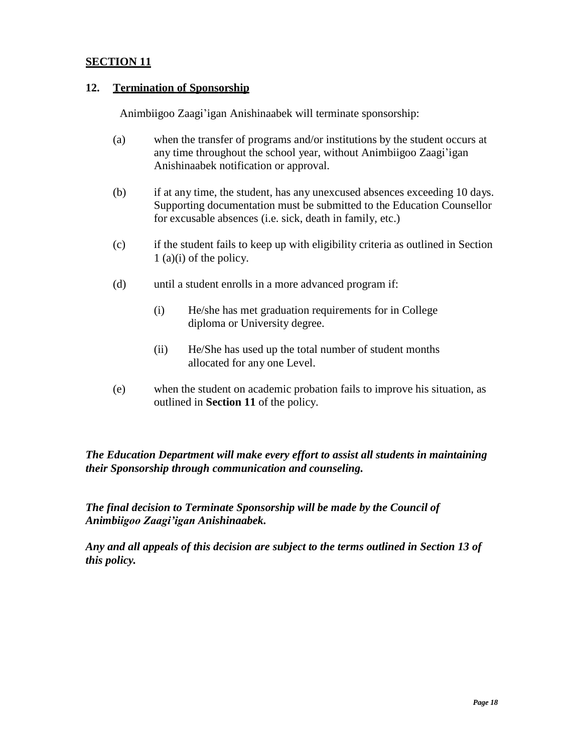## SECTION 11

### 12. Termination of Sponsorship

Animbiigoo Zaagi'igan Anishinaabek will terminate sponsorship:

(a) when the transfer of programs and/or institutions by the student occurs at any time throughout the school year, without Animbiigoo Zaagi'igan Anishinaabek notification or approval.

(b) if at any time, the student, has any unexcused absences exceeding 10 days. Supporting documentation must be submitted to the Education Counsellor for excusable absences (i.e. sick, death in family, etc.)

(c) if the student fails to keep up with eligibility criteria as outlined in Section 1 (a)(i) of the policy.

(d) until a student enrolls in a more advanced program if:

- (i) He/she has met graduation requirements for in College diploma or University degree.
- (ii) He/She has used up the total number of student months allocated for any one Level.

(e) when the student on academic probation fails to improve his situation, as outlined in **Section 11** of the policy.

***The Education Department will make every effort to assist all students in maintaining their Sponsorship through communication and counseling.***

***The final decision to Terminate Sponsorship will be made by the Council of Animbiigoo Zaagi'igan Anishinaabek.***

***Any and all appeals of this decision are subject to the terms outlined in Section 13 of this policy.***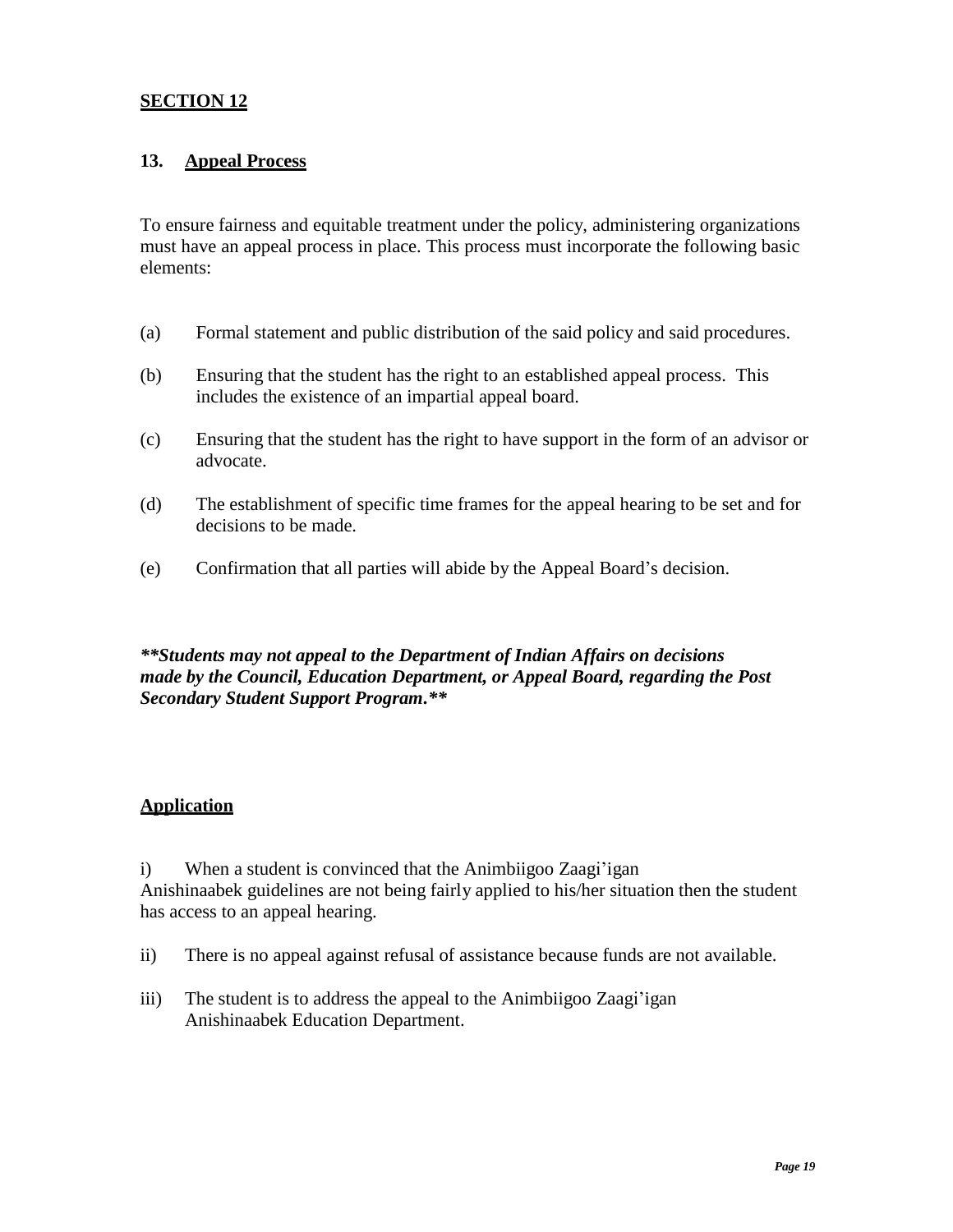## SECTION 12

### 13. Appeal Process

To ensure fairness and equitable treatment under the policy, administering organizations must have an appeal process in place. This process must incorporate the following basic elements:

(a) Formal statement and public distribution of the said policy and said procedures.

(b) Ensuring that the student has the right to an established appeal process. This includes the existence of an impartial appeal board.

(c) Ensuring that the student has the right to have support in the form of an advisor or advocate.

(d) The establishment of specific time frames for the appeal hearing to be set and for decisions to be made.

(e) Confirmation that all parties will abide by the Appeal Board's decision.

***\*\*Students may not appeal to the Department of Indian Affairs on decisions made by the Council, Education Department, or Appeal Board, regarding the Post Secondary Student Support Program.\*\****

### Application

i) When a student is convinced that the Animbiigoo Zaagi'igan Anishinaabek guidelines are not being fairly applied to his/her situation then the student has access to an appeal hearing.

ii) There is no appeal against refusal of assistance because funds are not available.

iii) The student is to address the appeal to the Animbiigoo Zaagi'igan Anishinaabek Education Department.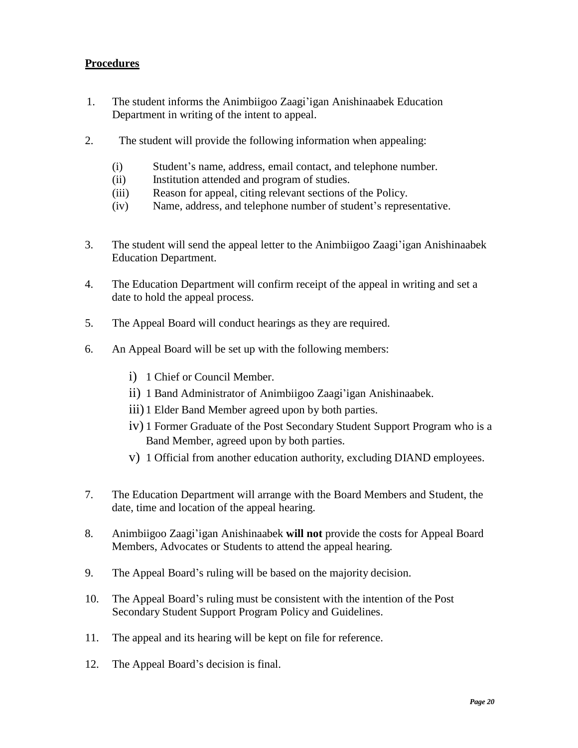**Procedures**

1. The student informs the Animbiigoo Zaagi'igan Anishinaabek Education Department in writing of the intent to appeal.

2. The student will provide the following information when appealing:

   (i) Student's name, address, email contact, and telephone number.
   (ii) Institution attended and program of studies.
   (iii) Reason for appeal, citing relevant sections of the Policy.
   (iv) Name, address, and telephone number of student's representative.

3. The student will send the appeal letter to the Animbiigoo Zaagi'igan Anishinaabek Education Department.

4. The Education Department will confirm receipt of the appeal in writing and set a date to hold the appeal process.

5. The Appeal Board will conduct hearings as they are required.

6. An Appeal Board will be set up with the following members:

   i) 1 Chief or Council Member.
   ii) 1 Band Administrator of Animbiigoo Zaagi'igan Anishinaabek.
   iii) 1 Elder Band Member agreed upon by both parties.
   iv) 1 Former Graduate of the Post Secondary Student Support Program who is a Band Member, agreed upon by both parties.
   v) 1 Official from another education authority, excluding DIAND employees.

7. The Education Department will arrange with the Board Members and Student, the date, time and location of the appeal hearing.

8. Animbiigoo Zaagi'igan Anishinaabek **will not** provide the costs for Appeal Board Members, Advocates or Students to attend the appeal hearing.

9. The Appeal Board's ruling will be based on the majority decision.

10. The Appeal Board's ruling must be consistent with the intention of the Post Secondary Student Support Program Policy and Guidelines.

11. The appeal and its hearing will be kept on file for reference.

12. The Appeal Board's decision is final.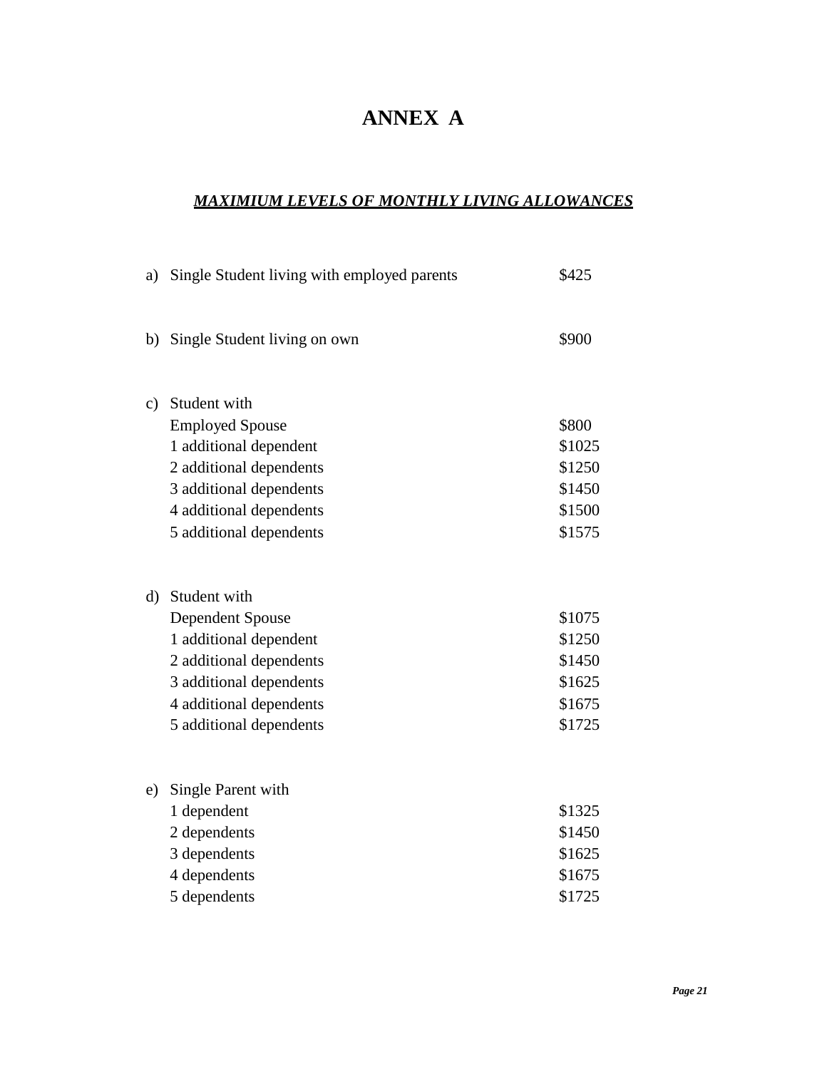# ANNEX A

***MAXIMIUM LEVELS OF MONTHLY LIVING ALLOWANCES***

a) Single Student living with employed parents $425

b) Single Student living on own $900

c) Student with

| | |
|---|---|
| Employed Spouse | $800 |
| 1 additional dependent | $1025 |
| 2 additional dependents | $1250 |
| 3 additional dependents | $1450 |
| 4 additional dependents | $1500 |
| 5 additional dependents | $1575 |

d) Student with

| | |
|---|---|
| Dependent Spouse | $1075 |
| 1 additional dependent | $1250 |
| 2 additional dependents | $1450 |
| 3 additional dependents | $1625 |
| 4 additional dependents | $1675 |
| 5 additional dependents | $1725 |

e) Single Parent with

| | |
|---|---|
| 1 dependent | $1325 |
| 2 dependents | $1450 |
| 3 dependents | $1625 |
| 4 dependents | $1675 |
| 5 dependents | $1725 |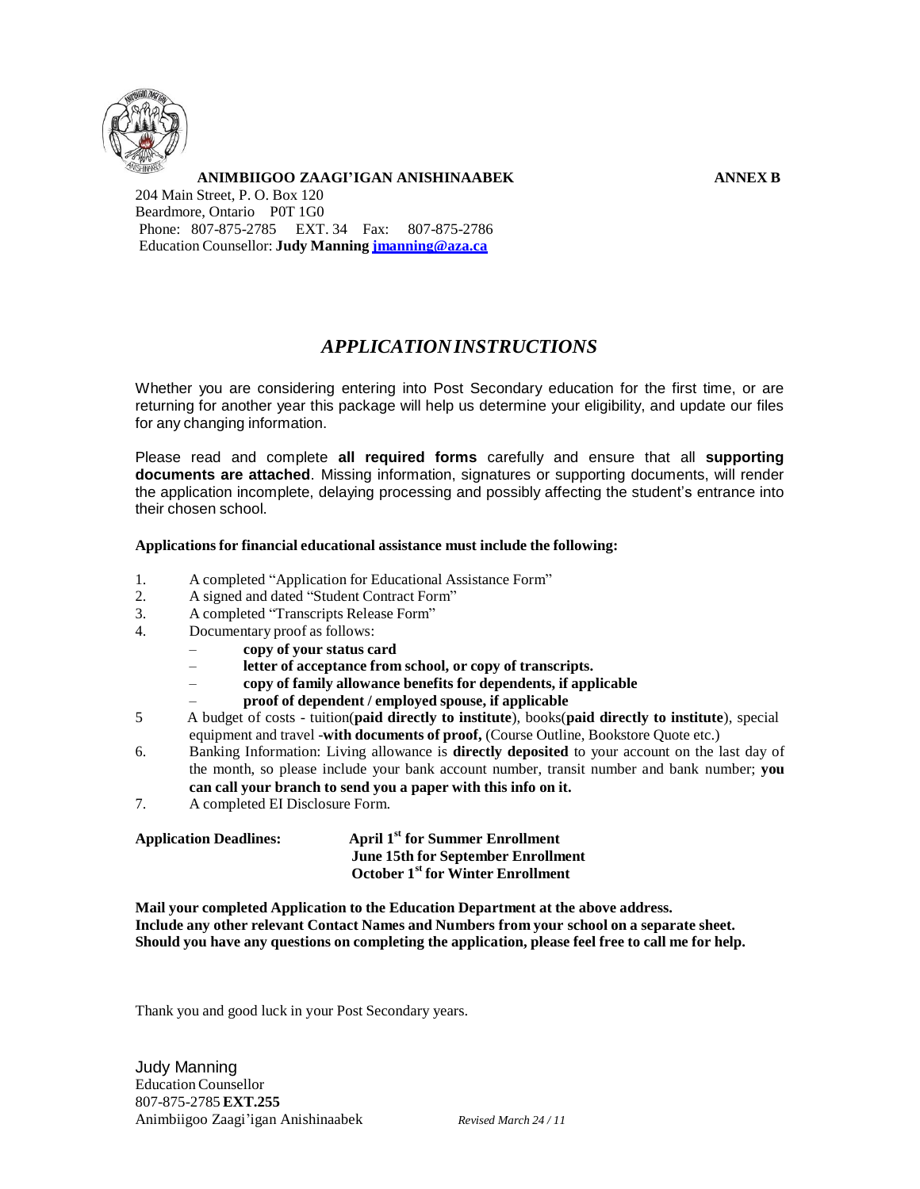**ANIMBIIGOO ZAAGI'IGAN ANISHINAABEK** **ANNEX B**

204 Main Street, P. O. Box 120
Beardmore, Ontario P0T 1G0
Phone: 807-875-2785 EXT. 34 Fax: 807-875-2786
Education Counsellor: **Judy Manning jmanning@aza.ca**

# *APPLICATION INSTRUCTIONS*

Whether you are considering entering into Post Secondary education for the first time, or are returning for another year this package will help us determine your eligibility, and update our files for any changing information.

Please read and complete **all required forms** carefully and ensure that all **supporting documents are attached**. Missing information, signatures or supporting documents, will render the application incomplete, delaying processing and possibly affecting the student's entrance into their chosen school.

**Applications for financial educational assistance must include the following:**

1. A completed "Application for Educational Assistance Form"
2. A signed and dated "Student Contract Form"
3. A completed "Transcripts Release Form"
4. Documentary proof as follows:
   - **copy of your status card**
   - **letter of acceptance from school, or copy of transcripts.**
   - **copy of family allowance benefits for dependents, if applicable**
   - **proof of dependent / employed spouse, if applicable**
5. A budget of costs - tuition(**paid directly to institute**), books(**paid directly to institute**), special equipment and travel -**with documents of proof,** (Course Outline, Bookstore Quote etc.)
6. Banking Information: Living allowance is **directly deposited** to your account on the last day of the month, so please include your bank account number, transit number and bank number; **you can call your branch to send you a paper with this info on it.**
7. A completed EI Disclosure Form.

**Application Deadlines:** **April 1st for Summer Enrollment**
**June 15th for September Enrollment**
**October 1st for Winter Enrollment**

**Mail your completed Application to the Education Department at the above address.**
**Include any other relevant Contact Names and Numbers from your school on a separate sheet.**
**Should you have any questions on completing the application, please feel free to call me for help.**

Thank you and good luck in your Post Secondary years.

Judy Manning
Education Counsellor
807-875-2785 **EXT.255**
Animbiigoo Zaagi'igan Anishinaabek *Revised March 24 / 11*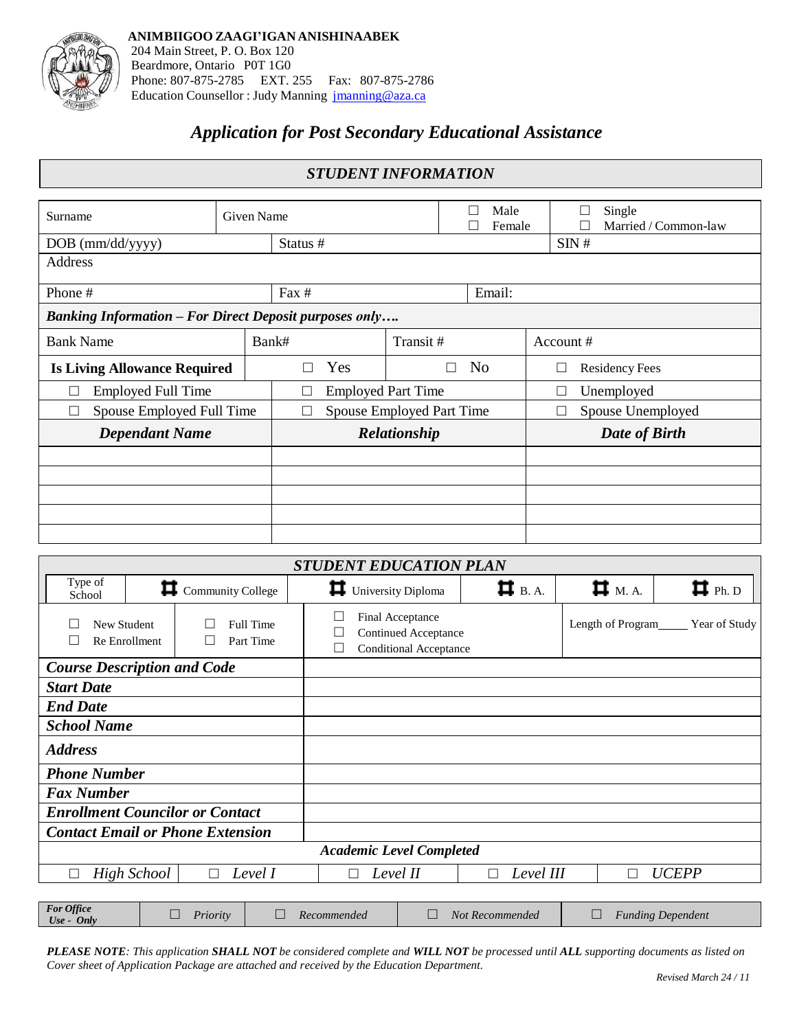**ANIMBIIGOO ZAAGI'IGAN ANISHINAABEK**
204 Main Street, P. O. Box 120
Beardmore, Ontario P0T 1G0
Phone: 807-875-2785 EXT. 255 Fax: 807-875-2786
Education Counsellor : Judy Manning jmanning@aza.ca

# *Application for Post Secondary Educational Assistance*

## *STUDENT INFORMATION*

| Surname | Given Name | ☐ Male ☐ Female | ☐ Single ☐ Married / Common-law |
|---|---|---|---|
| DOB (mm/dd/yyyy) | Status # | | SIN # |
| Address | | | |
| Phone # | Fax # | Email: | |
| ***Banking Information – For Direct Deposit purposes only….*** | | | |
| Bank Name | Bank# | Transit # | Account # |
| **Is Living Allowance Required** | ☐ Yes | ☐ No | ☐ Residency Fees |
| ☐ Employed Full Time | ☐ Employed Part Time | | ☐ Unemployed |
| ☐ Spouse Employed Full Time | ☐ Spouse Employed Part Time | | ☐ Spouse Unemployed |

| ***Dependant Name*** | ***Relationship*** | ***Date of Birth*** |
|---|---|---|
| | | |
| | | |
| | | |
| | | |
| | | |

## *STUDENT EDUCATION PLAN*

| Type of School | ☐ Community College | ☐ University Diploma | ☐ B. A. | ☐ M. A. | ☐ Ph. D |
|---|---|---|---|---|---|
| ☐ New Student ☐ Re Enrollment | ☐ Full Time ☐ Part Time | ☐ Final Acceptance ☐ Continued Acceptance ☐ Conditional Acceptance | | Length of Program_____ | Year of Study |

| | |
|---|---|
| ***Course Description and Code*** | |
| ***Start Date*** | |
| ***End Date*** | |
| ***School Name*** | |
| ***Address*** | |
| ***Phone Number*** | |
| ***Fax Number*** | |
| ***Enrollment Councilor or Contact*** | |
| ***Contact Email or Phone Extension*** | |

| ***Academic Level Completed*** | | | | |
|---|---|---|---|---|
| ☐ *High School* | ☐ *Level I* | ☐ *Level II* | ☐ *Level III* | ☐ *UCEPP* |

| ***For Office Use - Only*** | ☐ *Priority* | ☐ *Recommended* | ☐ *Not Recommended* | ☐ *Funding Dependent* |
|---|---|---|---|---|

***PLEASE NOTE**: This application **SHALL NOT** be considered complete and **WILL NOT** be processed until **ALL** supporting documents as listed on Cover sheet of Application Package are attached and received by the Education Department.*

*Revised March 24 / 11*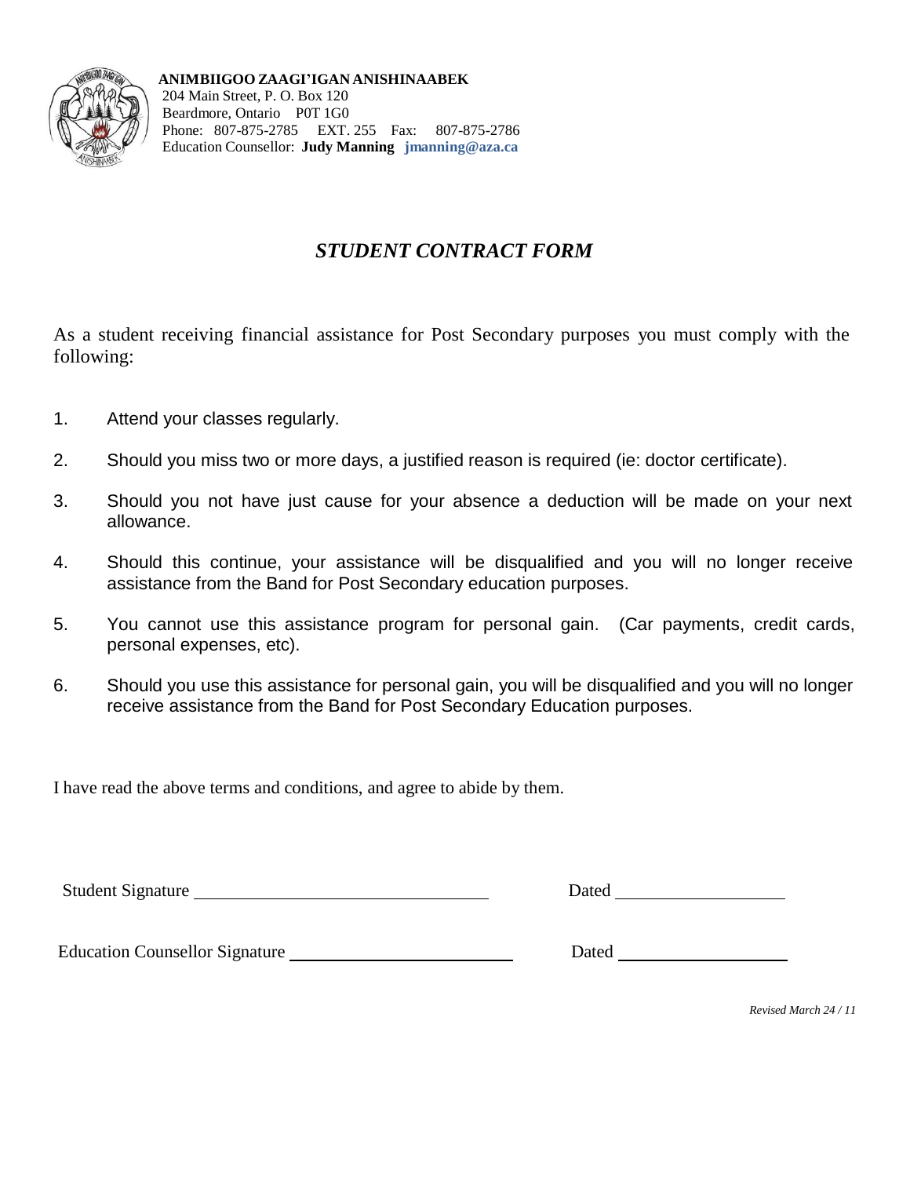**ANIMBIIGOO ZAAGI'IGAN ANISHINAABEK**
204 Main Street, P. O. Box 120
Beardmore, Ontario P0T 1G0
Phone: 807-875-2785 EXT. 255 Fax: 807-875-2786
Education Counsellor: **Judy Manning** **jmanning@aza.ca**

# *STUDENT CONTRACT FORM*

As a student receiving financial assistance for Post Secondary purposes you must comply with the following:

1. Attend your classes regularly.
2. Should you miss two or more days, a justified reason is required (ie: doctor certificate).
3. Should you not have just cause for your absence a deduction will be made on your next allowance.
4. Should this continue, your assistance will be disqualified and you will no longer receive assistance from the Band for Post Secondary education purposes.
5. You cannot use this assistance program for personal gain. (Car payments, credit cards, personal expenses, etc).
6. Should you use this assistance for personal gain, you will be disqualified and you will no longer receive assistance from the Band for Post Secondary Education purposes.

I have read the above terms and conditions, and agree to abide by them.

Student Signature ______________________________ Dated ____________________

Education Counsellor Signature ______________________________ Dated ____________________

*Revised March 24 / 11*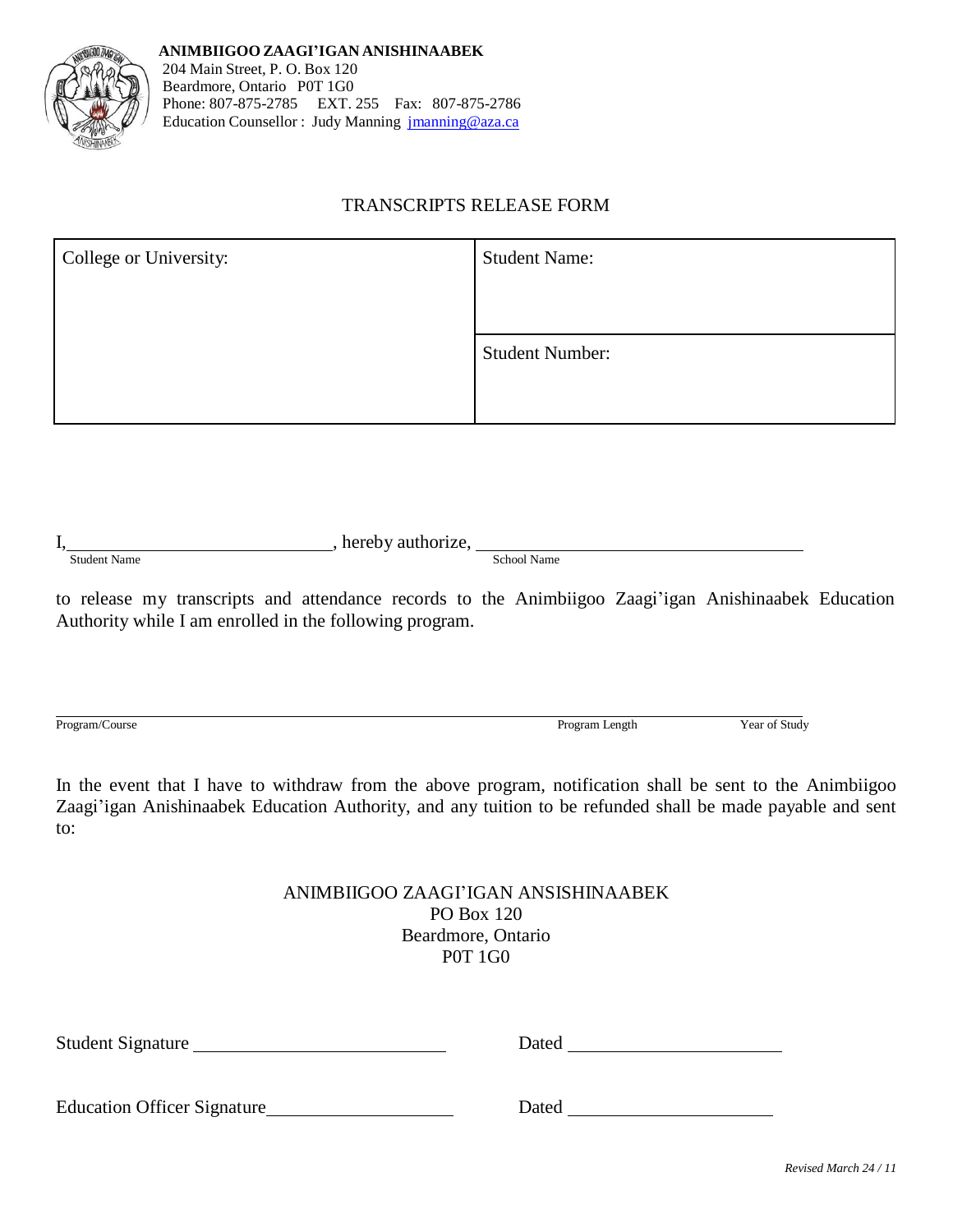**ANIMBIIGOO ZAAGI'IGAN ANISHINAABEK**
204 Main Street, P. O. Box 120
Beardmore, Ontario P0T 1G0
Phone: 807-875-2785 EXT. 255 Fax: 807-875-2786
Education Counsellor : Judy Manning jmanning@aza.ca

# TRANSCRIPTS RELEASE FORM

| College or University: | Student Name: |
|---|---|
| | Student Number: |

I, \_\_\_\_\_\_\_\_\_\_\_\_\_\_\_\_\_\_\_\_\_\_\_\_\_\_\_\_, hereby authorize, \_\_\_\_\_\_\_\_\_\_\_\_\_\_\_\_\_\_\_\_\_\_\_\_\_\_\_\_\_\_\_\_\_\_\_\_
Student Name School Name

to release my transcripts and attendance records to the Animbiigoo Zaagi'igan Anishinaabek Education Authority while I am enrolled in the following program.

\_\_\_\_\_\_\_\_\_\_\_\_\_\_\_\_\_\_\_\_\_\_\_\_\_\_\_\_\_\_\_\_\_\_\_\_\_\_\_\_\_\_\_\_\_\_\_\_\_\_\_\_\_\_\_\_\_\_\_\_\_\_\_\_\_\_\_\_\_\_\_\_\_\_\_\_\_\_
Program/Course Program Length Year of Study

In the event that I have to withdraw from the above program, notification shall be sent to the Animbiigoo Zaagi'igan Anishinaabek Education Authority, and any tuition to be refunded shall be made payable and sent to:

ANIMBIIGOO ZAAGI'IGAN ANSISHINAABEK
PO Box 120
Beardmore, Ontario
P0T 1G0

Student Signature \_\_\_\_\_\_\_\_\_\_\_\_\_\_\_\_\_\_\_\_\_\_\_\_\_\_ Dated \_\_\_\_\_\_\_\_\_\_\_\_\_\_\_\_\_\_\_\_\_\_

Education Officer Signature \_\_\_\_\_\_\_\_\_\_\_\_\_\_\_\_\_\_\_\_ Dated \_\_\_\_\_\_\_\_\_\_\_\_\_\_\_\_\_\_\_\_\_\_

*Revised March 24 / 11*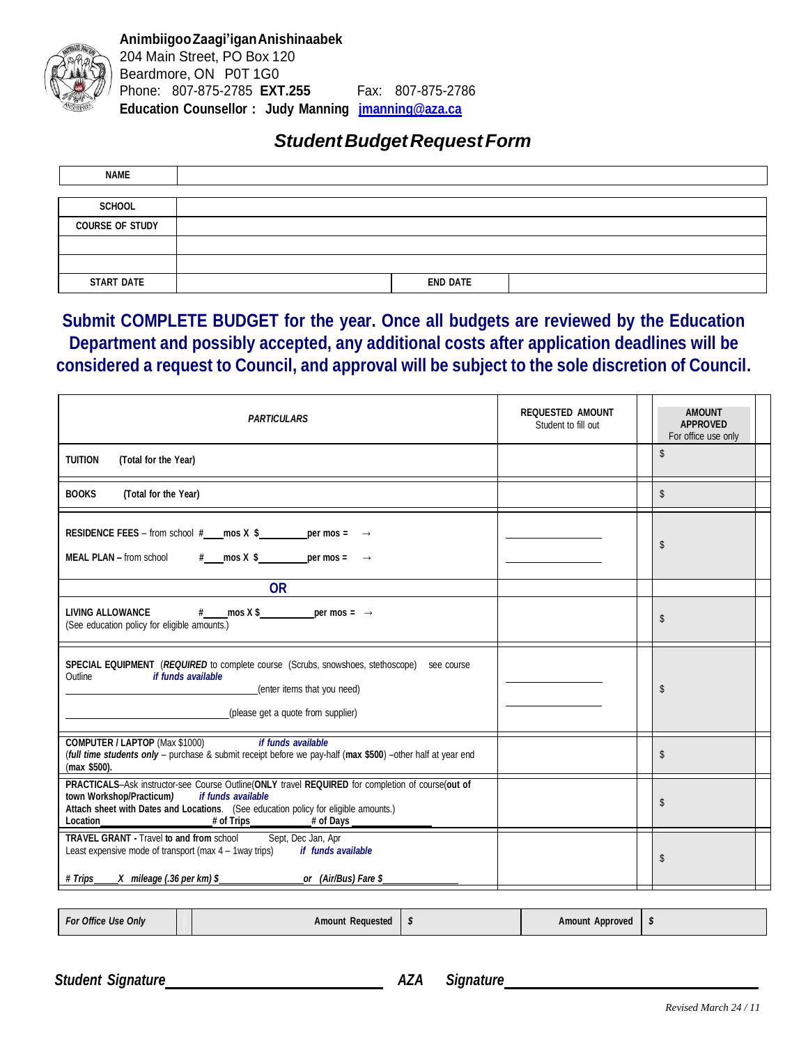**Animbiigoo Zaagi'igan Anishinaabek**
204 Main Street, PO Box 120
Beardmore, ON P0T 1G0
Phone: 807-875-2785 **EXT.255** Fax: 807-875-2786
**Education Counsellor : Judy Manning** jmanning@aza.ca

## *Student Budget Request Form*

| NAME | | | |
|---|---|---|---|
| SCHOOL | | | |
| COURSE OF STUDY | | | |
| | | | |
| | | | |
| START DATE | | END DATE | |

**Submit COMPLETE BUDGET for the year. Once all budgets are reviewed by the Education Department and possibly accepted, any additional costs after application deadlines will be considered a request to Council, and approval will be subject to the sole discretion of Council.**

| *PARTICULARS* | REQUESTED AMOUNT<br>Student to fill out | AMOUNT APPROVED<br>For office use only |
|---|---|---|
| **TUITION** **(Total for the Year)** | | $ |
| **BOOKS** **(Total for the Year)** | | $ |
| **RESIDENCE FEES** – from school #\_\_\_\_mos X $\_\_\_\_\_\_\_\_\_\_per mos = →<br>**MEAL PLAN** – from school #\_\_\_\_mos X $\_\_\_\_\_\_\_\_\_\_per mos = → | \_\_\_\_\_\_\_\_\_\_<br>\_\_\_\_\_\_\_\_\_\_ | $ |
| **OR** | | |
| **LIVING ALLOWANCE** #\_\_\_\_mos X $\_\_\_\_\_\_\_\_\_\_per mos = →<br>(See education policy for eligible amounts.) | | $ |
| **SPECIAL EQUIPMENT** (***REQUIRED*** to complete course (Scrubs, snowshoes, stethoscope) see course Outline *if funds available*<br>\_\_\_\_\_\_\_\_\_\_\_\_\_\_\_\_\_\_\_\_(enter items that you need)<br>\_\_\_\_\_\_\_\_\_\_\_\_\_\_\_\_\_\_\_\_(please get a quote from supplier) | \_\_\_\_\_\_\_\_\_\_<br>\_\_\_\_\_\_\_\_\_\_ | $ |
| **COMPUTER / LAPTOP** (Max $1000) *if funds available*<br>(***full time students only*** – purchase & submit receipt before we pay-half (**max $500**) –other half at year end (**max $500**). | | $ |
| **PRACTICALS**–Ask instructor-see Course Outline(**ONLY** travel **REQUIRED** for completion of course(**out of town Workshop/Practicum*)*** *if funds available*<br>**Attach sheet with Dates and Locations**. (See education policy for eligible amounts.)<br>**Location**\_\_\_\_\_\_\_\_\_\_**# of Trips**\_\_\_\_\_\_\_\_\_\_**# of Days**\_\_\_\_\_\_\_\_\_\_ | | $ |
| **TRAVEL GRANT** - Travel **to and from** school Sept, Dec Jan, Apr<br>Least expensive mode of transport (max 4 – 1way trips) *if funds available*<br>***# Trips*\_\_\_\_\_*X mileage (.36 per km) $*\_\_\_\_\_\_\_\_\_\_*or (Air/Bus) Fare $*\_\_\_\_\_\_\_\_\_\_** | | $ |

| *For Office Use Only* | | Amount Requested | *$* | Amount Approved | *$* |
|---|---|---|---|---|---|

***Student Signature*\_\_\_\_\_\_\_\_\_\_\_\_\_\_\_\_\_\_\_\_\_\_\_\_\_\_\_\_** ***AZA Signature*\_\_\_\_\_\_\_\_\_\_\_\_\_\_\_\_\_\_\_\_\_\_\_\_\_\_\_\_**

*Revised March 24 / 11*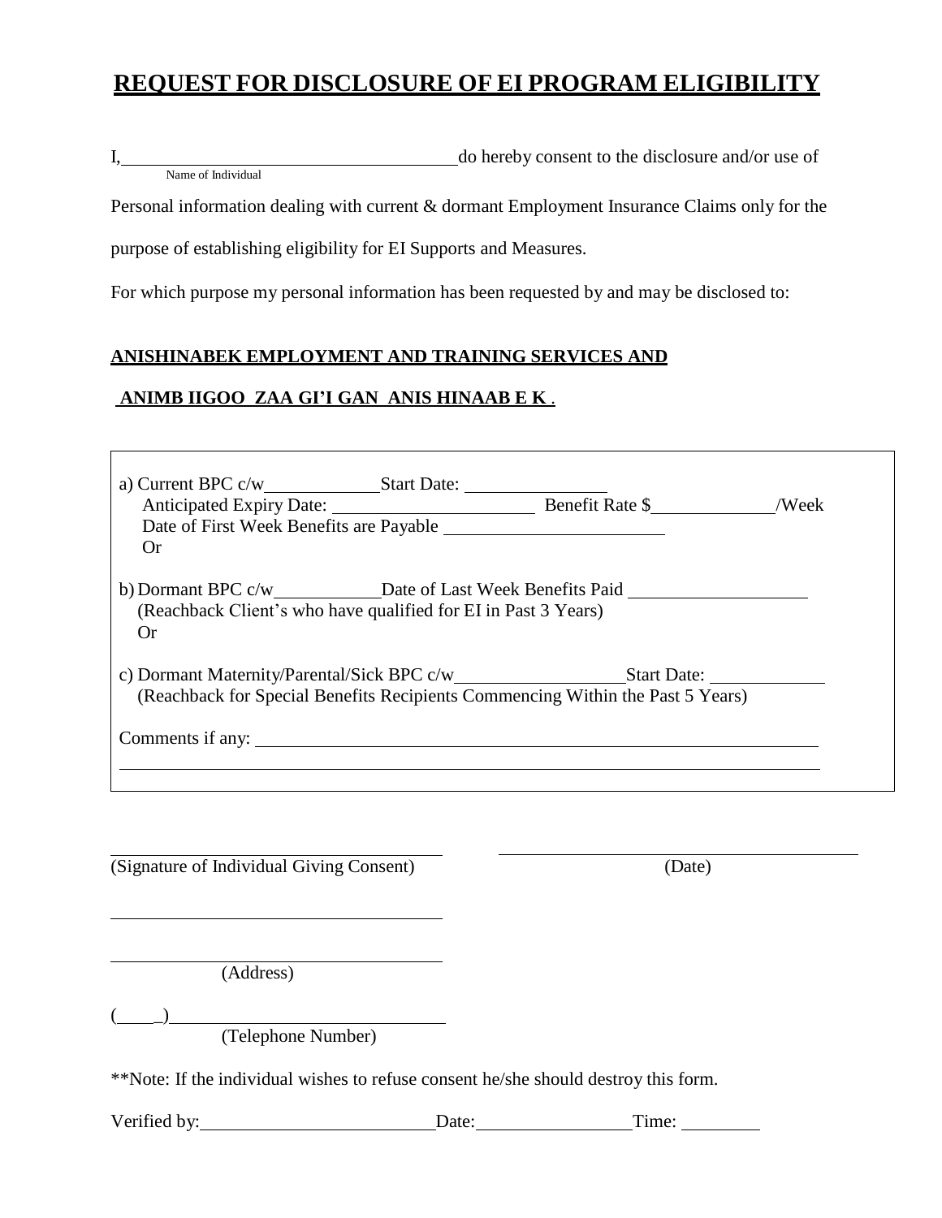# REQUEST FOR DISCLOSURE OF EI PROGRAM ELIGIBILITY

I, ____________________________________ do hereby consent to the disclosure and/or use of
Name of Individual

Personal information dealing with current & dormant Employment Insurance Claims only for the purpose of establishing eligibility for EI Supports and Measures.

For which purpose my personal information has been requested by and may be disclosed to:

**ANISHINABEK EMPLOYMENT AND TRAINING SERVICES AND**

**ANIMB IIGOO ZAA GI'I GAN ANIS HINAAB E K .**

a) Current BPC c/w____________ Start Date: _______________
Anticipated Expiry Date: ______________________ Benefit Rate $_____________/Week
Date of First Week Benefits are Payable ________________________
Or

b) Dormant BPC c/w___________ Date of Last Week Benefits Paid ___________________
(Reachback Client's who have qualified for EI in Past 3 Years)
Or

c) Dormant Maternity/Parental/Sick BPC c/w__________________ Start Date: ____________
(Reachback for Special Benefits Recipients Commencing Within the Past 5 Years)

Comments if any: ______________________________________________________________

_______________________________________________________________________________

____________________________________ ____________________________________
(Signature of Individual Giving Consent) (Date)

____________________________________

____________________________________
(Address)

(____)_______________________________
(Telephone Number)

**Note: If the individual wishes to refuse consent he/she should destroy this form.

Verified by:_________________________ Date:________________ Time: ________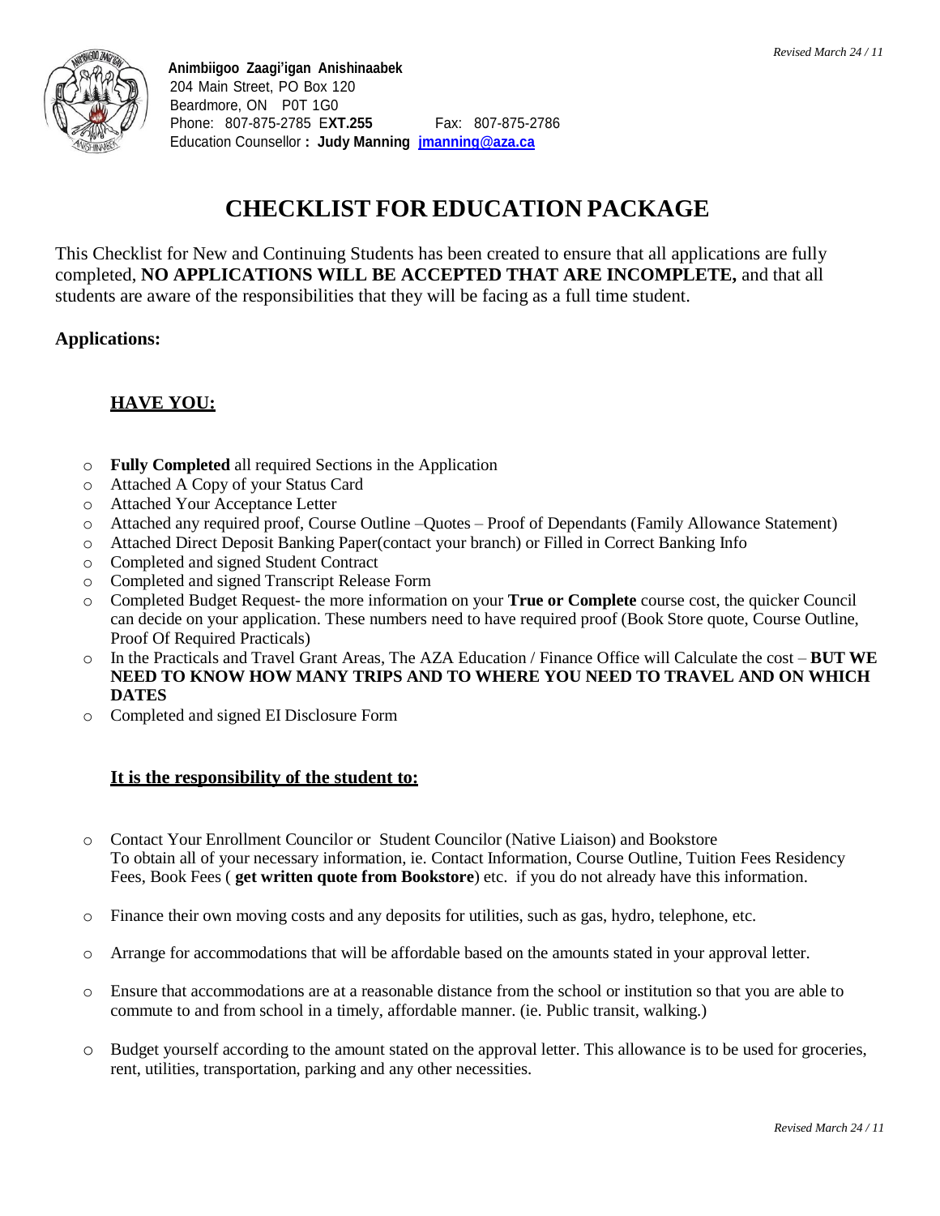**Animbiigoo Zaagi'igan Anishinaabek**
204 Main Street, PO Box 120
Beardmore, ON P0T 1G0
Phone: 807-875-2785 E**XT.255** Fax: 807-875-2786
Education Counsellor **: Judy Manning** **jmanning@aza.ca**

# CHECKLIST FOR EDUCATION PACKAGE

This Checklist for New and Continuing Students has been created to ensure that all applications are fully completed, **NO APPLICATIONS WILL BE ACCEPTED THAT ARE INCOMPLETE,** and that all students are aware of the responsibilities that they will be facing as a full time student.

**Applications:**

**HAVE YOU:**

- **Fully Completed** all required Sections in the Application
- Attached A Copy of your Status Card
- Attached Your Acceptance Letter
- Attached any required proof, Course Outline –Quotes – Proof of Dependants (Family Allowance Statement)
- Attached Direct Deposit Banking Paper(contact your branch) or Filled in Correct Banking Info
- Completed and signed Student Contract
- Completed and signed Transcript Release Form
- Completed Budget Request- the more information on your **True or Complete** course cost, the quicker Council can decide on your application. These numbers need to have required proof (Book Store quote, Course Outline, Proof Of Required Practicals)
- In the Practicals and Travel Grant Areas, The AZA Education / Finance Office will Calculate the cost – **BUT WE NEED TO KNOW HOW MANY TRIPS AND TO WHERE YOU NEED TO TRAVEL AND ON WHICH DATES**
- Completed and signed EI Disclosure Form

**It is the responsibility of the student to:**

- Contact Your Enrollment Councilor or Student Councilor (Native Liaison) and Bookstore To obtain all of your necessary information, ie. Contact Information, Course Outline, Tuition Fees Residency Fees, Book Fees ( **get written quote from Bookstore**) etc. if you do not already have this information.
- Finance their own moving costs and any deposits for utilities, such as gas, hydro, telephone, etc.
- Arrange for accommodations that will be affordable based on the amounts stated in your approval letter.
- Ensure that accommodations are at a reasonable distance from the school or institution so that you are able to commute to and from school in a timely, affordable manner. (ie. Public transit, walking.)
- Budget yourself according to the amount stated on the approval letter. This allowance is to be used for groceries, rent, utilities, transportation, parking and any other necessities.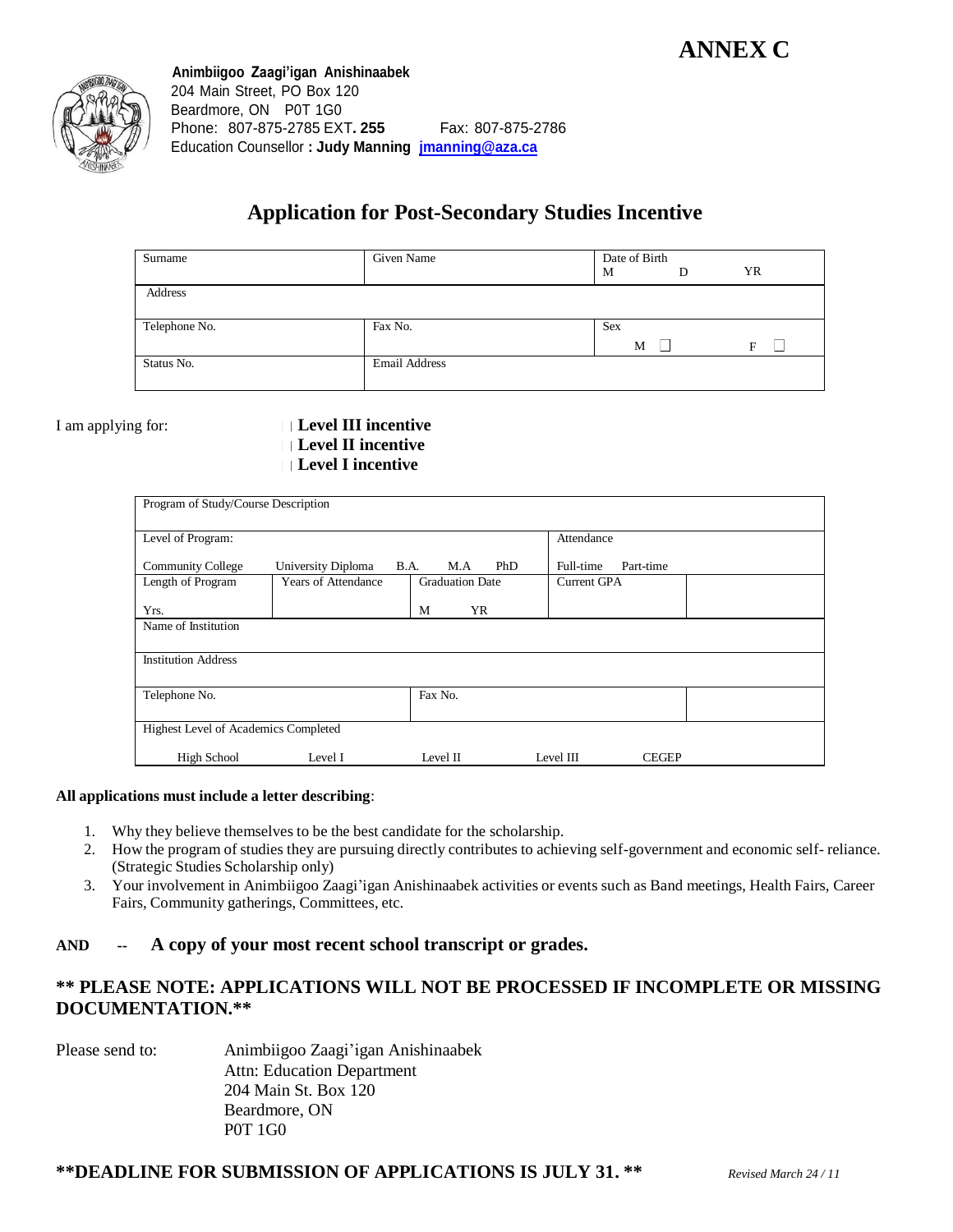# ANNEX C

**Animbiigoo Zaagi'igan Anishinaabek**
204 Main Street, PO Box 120
Beardmore, ON P0T 1G0
Phone: 807-875-2785 EXT**. 255** Fax: 807-875-2786
Education Counsellor **: Judy Manning** **jmanning@aza.ca**

## Application for Post-Secondary Studies Incentive

| Surname | Given Name | Date of Birth<br>M D YR |
|---|---|---|
| Address | | |
| Telephone No. | Fax No. | Sex<br>M ☐ F ☐ |
| Status No. | Email Address | |

I am applying for:

- **Level III incentive**
- **Level II incentive**
- **Level I incentive**

| | | | | |
|---|---|---|---|---|
| Program of Study/Course Description | | | | |
| Level of Program:<br>Community College | University Diploma | B.A. M.A PhD | Attendance<br>Full-time Part-time | |
| Length of Program<br>Yrs. | Years of Attendance | Graduation Date<br>M YR | Current GPA | |
| Name of Institution | | | | |
| Institution Address | | | | |
| Telephone No. | | Fax No. | | |
| Highest Level of Academics Completed<br>High School | Level I | Level II | Level III | CEGEP |

**All applications must include a letter describing**:

1. Why they believe themselves to be the best candidate for the scholarship.
2. How the program of studies they are pursuing directly contributes to achieving self-government and economic self- reliance. (Strategic Studies Scholarship only)
3. Your involvement in Animbiigoo Zaagi'igan Anishinaabek activities or events such as Band meetings, Health Fairs, Career Fairs, Community gatherings, Committees, etc.

**AND** -- **A copy of your most recent school transcript or grades.**

**** PLEASE NOTE: APPLICATIONS WILL NOT BE PROCESSED IF INCOMPLETE OR MISSING DOCUMENTATION.****

Please send to:
Animbiigoo Zaagi'igan Anishinaabek
Attn: Education Department
204 Main St. Box 120
Beardmore, ON
P0T 1G0

****DEADLINE FOR SUBMISSION OF APPLICATIONS IS JULY 31. ****

*Revised March 24 / 11*